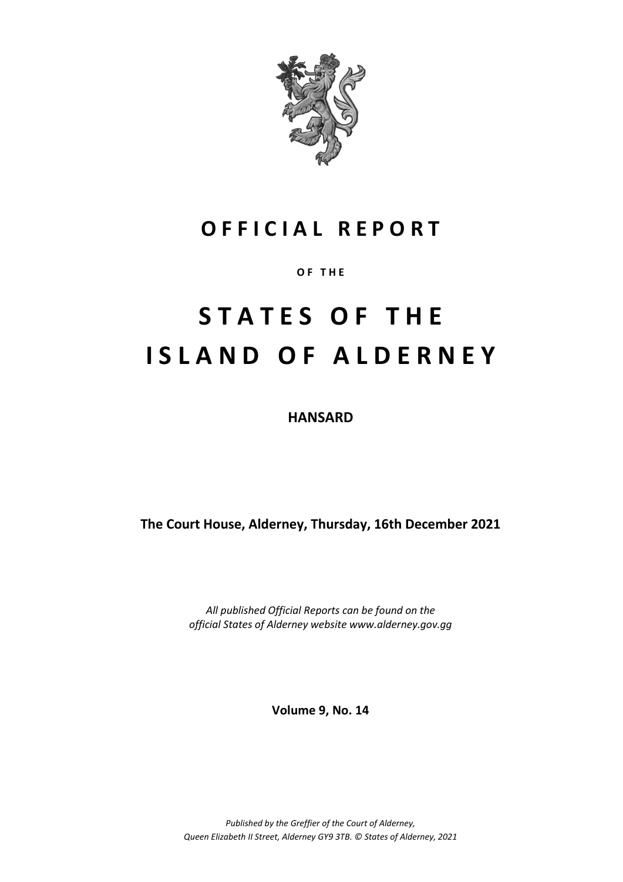# OFFICIAL REPORT

OF THE

# STATES OF THE ISLAND OF ALDERNEY

**HANSARD**

**The Court House, Alderney, Thursday, 16th December 2021**

*All published Official Reports can be found on the official States of Alderney website www.alderney.gov.gg*

**Volume 9, No. 14**

*Published by the Greffier of the Court of Alderney, Queen Elizabeth II Street, Alderney GY9 3TB. © States of Alderney, 2021*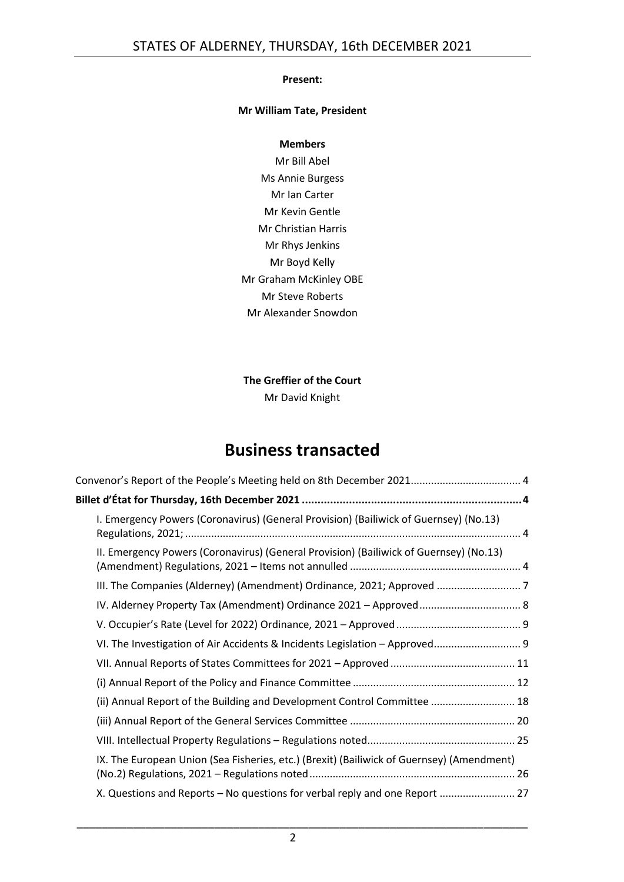**Present:**

**Mr William Tate, President**

**Members**

Mr Bill Abel
Ms Annie Burgess
Mr Ian Carter
Mr Kevin Gentle
Mr Christian Harris
Mr Rhys Jenkins
Mr Boyd Kelly
Mr Graham McKinley OBE
Mr Steve Roberts
Mr Alexander Snowdon

**The Greffier of the Court**
Mr David Knight

# Business transacted

Convenor's Report of the People's Meeting held on 8th December 2021 ..................................... 4

**Billet d'État for Thursday, 16th December 2021 ...................................................................... 4**

I. Emergency Powers (Coronavirus) (General Provision) (Bailiwick of Guernsey) (No.13) Regulations, 2021; ................................................................................................................. 4

II. Emergency Powers (Coronavirus) (General Provision) (Bailiwick of Guernsey) (No.13) (Amendment) Regulations, 2021 – Items not annulled .......................................................... 4

III. The Companies (Alderney) (Amendment) Ordinance, 2021; Approved ............................ 7

IV. Alderney Property Tax (Amendment) Ordinance 2021 – Approved .................................. 8

V. Occupier's Rate (Level for 2022) Ordinance, 2021 – Approved .......................................... 9

VI. The Investigation of Air Accidents & Incidents Legislation – Approved............................. 9

VII. Annual Reports of States Committees for 2021 – Approved .......................................... 11

(i) Annual Report of the Policy and Finance Committee ....................................................... 12

(ii) Annual Report of the Building and Development Control Committee ............................ 18

(iii) Annual Report of the General Services Committee ........................................................ 20

VIII. Intellectual Property Regulations – Regulations noted.................................................. 25

IX. The European Union (Sea Fisheries, etc.) (Brexit) (Bailiwick of Guernsey) (Amendment) (No.2) Regulations, 2021 – Regulations noted ...................................................................... 26

X. Questions and Reports – No questions for verbal reply and one Report .......................... 27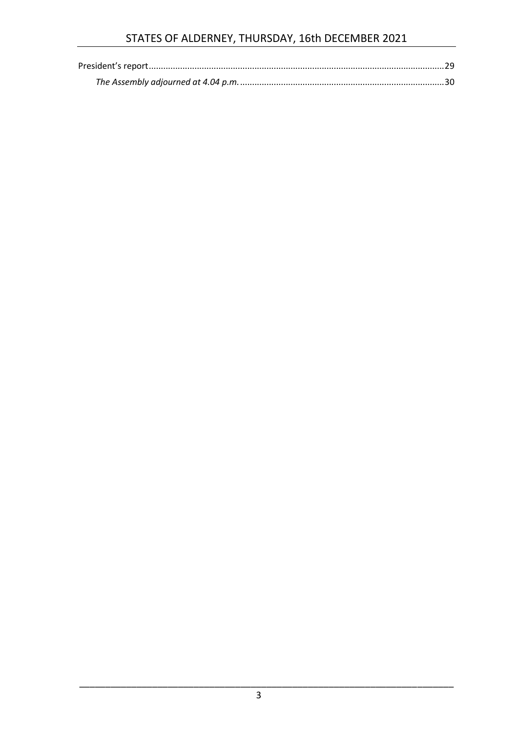President's report..........................................................................................................................29

*The Assembly adjourned at 4.04 p.m.*....................................................................................30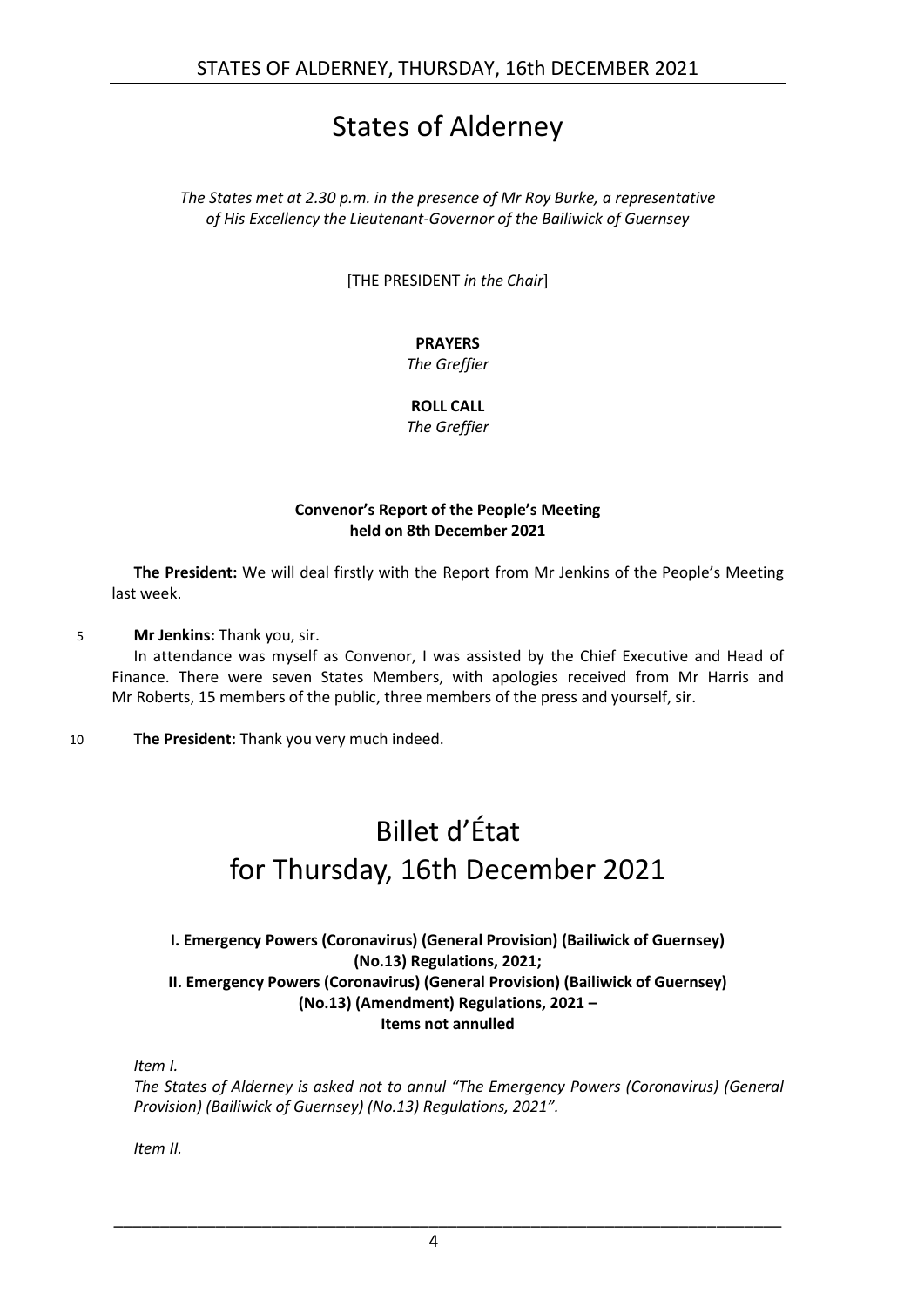# States of Alderney

*The States met at 2.30 p.m. in the presence of Mr Roy Burke, a representative of His Excellency the Lieutenant-Governor of the Bailiwick of Guernsey*

[THE PRESIDENT *in the Chair*]

**PRAYERS**
*The Greffier*

**ROLL CALL**
*The Greffier*

### Convenor's Report of the People's Meeting held on 8th December 2021

**The President:** We will deal firstly with the Report from Mr Jenkins of the People's Meeting last week.

5 **Mr Jenkins:** Thank you, sir.

In attendance was myself as Convenor, I was assisted by the Chief Executive and Head of Finance. There were seven States Members, with apologies received from Mr Harris and Mr Roberts, 15 members of the public, three members of the press and yourself, sir.

10 **The President:** Thank you very much indeed.

# Billet d'État for Thursday, 16th December 2021

### I. Emergency Powers (Coronavirus) (General Provision) (Bailiwick of Guernsey) (No.13) Regulations, 2021; II. Emergency Powers (Coronavirus) (General Provision) (Bailiwick of Guernsey) (No.13) (Amendment) Regulations, 2021 – Items not annulled

*Item I.*

*The States of Alderney is asked not to annul "The Emergency Powers (Coronavirus) (General Provision) (Bailiwick of Guernsey) (No.13) Regulations, 2021".*

*Item II.*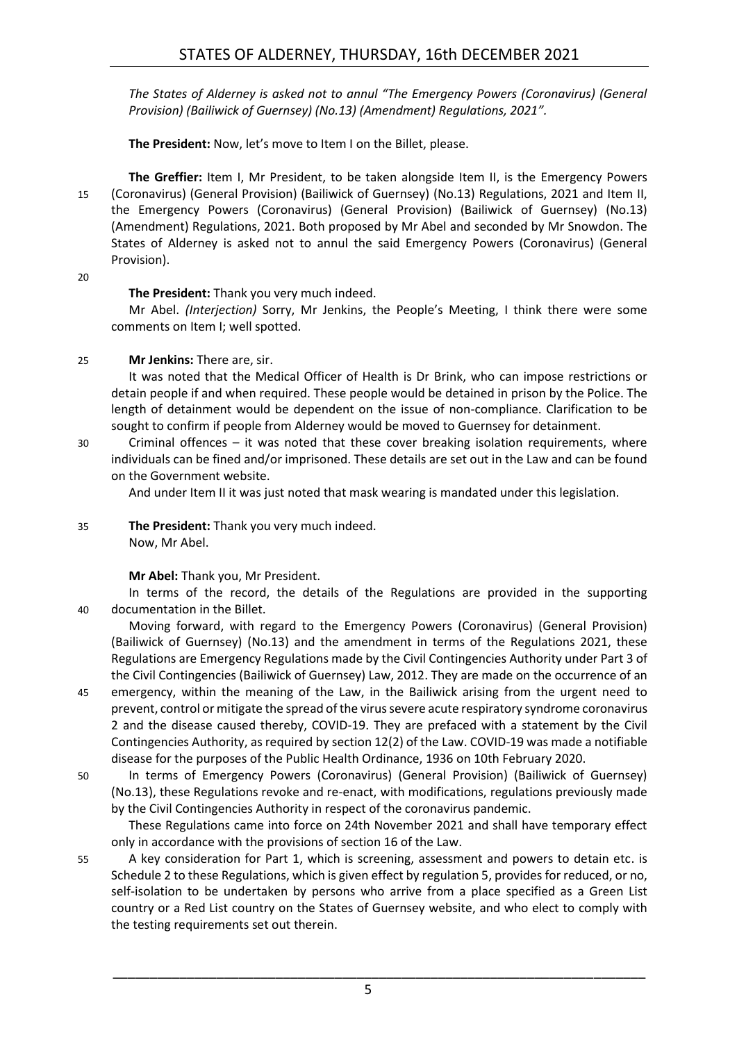*The States of Alderney is asked not to annul "The Emergency Powers (Coronavirus) (General Provision) (Bailiwick of Guernsey) (No.13) (Amendment) Regulations, 2021".*

**The President:** Now, let's move to Item I on the Billet, please.

**The Greffier:** Item I, Mr President, to be taken alongside Item II, is the Emergency Powers (Coronavirus) (General Provision) (Bailiwick of Guernsey) (No.13) Regulations, 2021 and Item II, the Emergency Powers (Coronavirus) (General Provision) (Bailiwick of Guernsey) (No.13) (Amendment) Regulations, 2021. Both proposed by Mr Abel and seconded by Mr Snowdon. The States of Alderney is asked not to annul the said Emergency Powers (Coronavirus) (General Provision).

**The President:** Thank you very much indeed.

Mr Abel. *(Interjection)* Sorry, Mr Jenkins, the People's Meeting, I think there were some comments on Item I; well spotted.

**Mr Jenkins:** There are, sir.

It was noted that the Medical Officer of Health is Dr Brink, who can impose restrictions or detain people if and when required. These people would be detained in prison by the Police. The length of detainment would be dependent on the issue of non-compliance. Clarification to be sought to confirm if people from Alderney would be moved to Guernsey for detainment.

Criminal offences – it was noted that these cover breaking isolation requirements, where individuals can be fined and/or imprisoned. These details are set out in the Law and can be found on the Government website.

And under Item II it was just noted that mask wearing is mandated under this legislation.

**The President:** Thank you very much indeed.

Now, Mr Abel.

**Mr Abel:** Thank you, Mr President.

In terms of the record, the details of the Regulations are provided in the supporting documentation in the Billet.

Moving forward, with regard to the Emergency Powers (Coronavirus) (General Provision) (Bailiwick of Guernsey) (No.13) and the amendment in terms of the Regulations 2021, these Regulations are Emergency Regulations made by the Civil Contingencies Authority under Part 3 of the Civil Contingencies (Bailiwick of Guernsey) Law, 2012. They are made on the occurrence of an emergency, within the meaning of the Law, in the Bailiwick arising from the urgent need to prevent, control or mitigate the spread of the virus severe acute respiratory syndrome coronavirus 2 and the disease caused thereby, COVID-19. They are prefaced with a statement by the Civil Contingencies Authority, as required by section 12(2) of the Law. COVID-19 was made a notifiable disease for the purposes of the Public Health Ordinance, 1936 on 10th February 2020.

In terms of Emergency Powers (Coronavirus) (General Provision) (Bailiwick of Guernsey) (No.13), these Regulations revoke and re-enact, with modifications, regulations previously made by the Civil Contingencies Authority in respect of the coronavirus pandemic.

These Regulations came into force on 24th November 2021 and shall have temporary effect only in accordance with the provisions of section 16 of the Law.

A key consideration for Part 1, which is screening, assessment and powers to detain etc. is Schedule 2 to these Regulations, which is given effect by regulation 5, provides for reduced, or no, self-isolation to be undertaken by persons who arrive from a place specified as a Green List country or a Red List country on the States of Guernsey website, and who elect to comply with the testing requirements set out therein.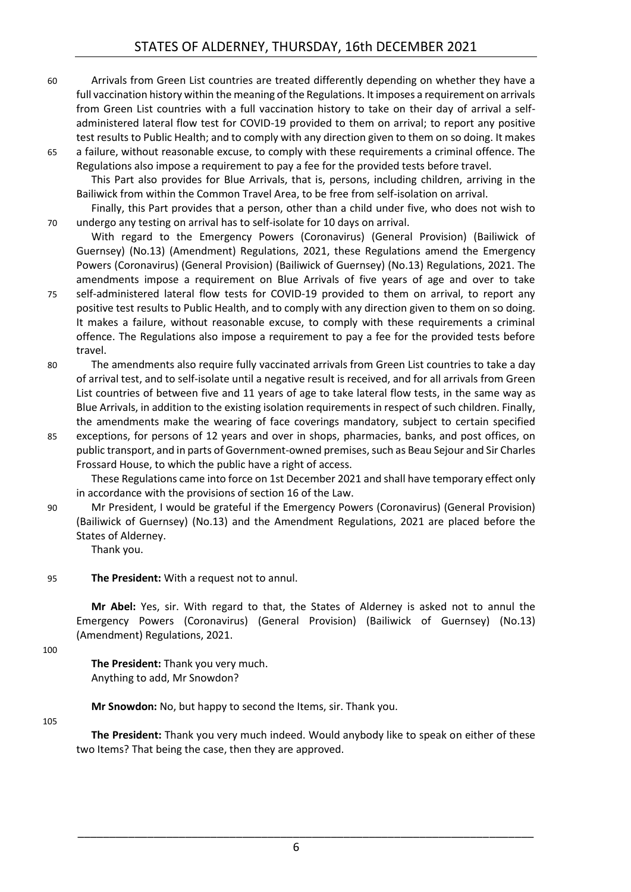Arrivals from Green List countries are treated differently depending on whether they have a full vaccination history within the meaning of the Regulations. It imposes a requirement on arrivals from Green List countries with a full vaccination history to take on their day of arrival a self-administered lateral flow test for COVID-19 provided to them on arrival; to report any positive test results to Public Health; and to comply with any direction given to them on so doing. It makes a failure, without reasonable excuse, to comply with these requirements a criminal offence. The Regulations also impose a requirement to pay a fee for the provided tests before travel.

This Part also provides for Blue Arrivals, that is, persons, including children, arriving in the Bailiwick from within the Common Travel Area, to be free from self-isolation on arrival.

Finally, this Part provides that a person, other than a child under five, who does not wish to undergo any testing on arrival has to self-isolate for 10 days on arrival.

With regard to the Emergency Powers (Coronavirus) (General Provision) (Bailiwick of Guernsey) (No.13) (Amendment) Regulations, 2021, these Regulations amend the Emergency Powers (Coronavirus) (General Provision) (Bailiwick of Guernsey) (No.13) Regulations, 2021. The amendments impose a requirement on Blue Arrivals of five years of age and over to take self-administered lateral flow tests for COVID-19 provided to them on arrival, to report any positive test results to Public Health, and to comply with any direction given to them on so doing. It makes a failure, without reasonable excuse, to comply with these requirements a criminal offence. The Regulations also impose a requirement to pay a fee for the provided tests before travel.

The amendments also require fully vaccinated arrivals from Green List countries to take a day of arrival test, and to self-isolate until a negative result is received, and for all arrivals from Green List countries of between five and 11 years of age to take lateral flow tests, in the same way as Blue Arrivals, in addition to the existing isolation requirements in respect of such children. Finally, the amendments make the wearing of face coverings mandatory, subject to certain specified exceptions, for persons of 12 years and over in shops, pharmacies, banks, and post offices, on public transport, and in parts of Government-owned premises, such as Beau Sejour and Sir Charles Frossard House, to which the public have a right of access.

These Regulations came into force on 1st December 2021 and shall have temporary effect only in accordance with the provisions of section 16 of the Law.

Mr President, I would be grateful if the Emergency Powers (Coronavirus) (General Provision) (Bailiwick of Guernsey) (No.13) and the Amendment Regulations, 2021 are placed before the States of Alderney.

Thank you.

**The President:** With a request not to annul.

**Mr Abel:** Yes, sir. With regard to that, the States of Alderney is asked not to annul the Emergency Powers (Coronavirus) (General Provision) (Bailiwick of Guernsey) (No.13) (Amendment) Regulations, 2021.

**The President:** Thank you very much.
Anything to add, Mr Snowdon?

**Mr Snowdon:** No, but happy to second the Items, sir. Thank you.

**The President:** Thank you very much indeed. Would anybody like to speak on either of these two Items? That being the case, then they are approved.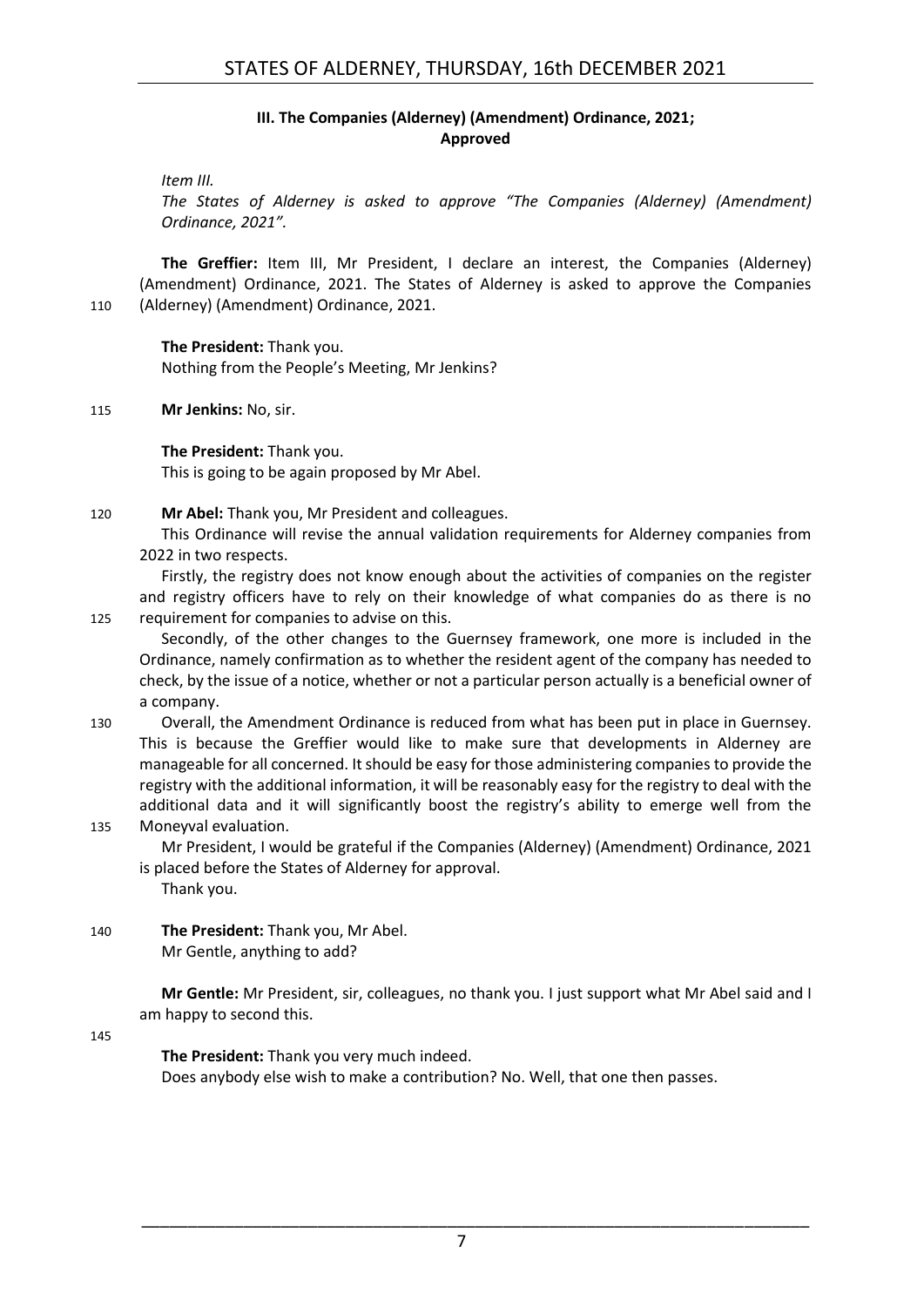### III. The Companies (Alderney) (Amendment) Ordinance, 2021; Approved

*Item III.*

*The States of Alderney is asked to approve "The Companies (Alderney) (Amendment) Ordinance, 2021".*

**The Greffier:** Item III, Mr President, I declare an interest, the Companies (Alderney) (Amendment) Ordinance, 2021. The States of Alderney is asked to approve the Companies (Alderney) (Amendment) Ordinance, 2021.

**The President:** Thank you.
Nothing from the People's Meeting, Mr Jenkins?

**Mr Jenkins:** No, sir.

**The President:** Thank you.
This is going to be again proposed by Mr Abel.

**Mr Abel:** Thank you, Mr President and colleagues.

This Ordinance will revise the annual validation requirements for Alderney companies from 2022 in two respects.

Firstly, the registry does not know enough about the activities of companies on the register and registry officers have to rely on their knowledge of what companies do as there is no requirement for companies to advise on this.

Secondly, of the other changes to the Guernsey framework, one more is included in the Ordinance, namely confirmation as to whether the resident agent of the company has needed to check, by the issue of a notice, whether or not a particular person actually is a beneficial owner of a company.

Overall, the Amendment Ordinance is reduced from what has been put in place in Guernsey. This is because the Greffier would like to make sure that developments in Alderney are manageable for all concerned. It should be easy for those administering companies to provide the registry with the additional information, it will be reasonably easy for the registry to deal with the additional data and it will significantly boost the registry's ability to emerge well from the Moneyval evaluation.

Mr President, I would be grateful if the Companies (Alderney) (Amendment) Ordinance, 2021 is placed before the States of Alderney for approval.

Thank you.

**The President:** Thank you, Mr Abel.
Mr Gentle, anything to add?

**Mr Gentle:** Mr President, sir, colleagues, no thank you. I just support what Mr Abel said and I am happy to second this.

**The President:** Thank you very much indeed.
Does anybody else wish to make a contribution? No. Well, that one then passes.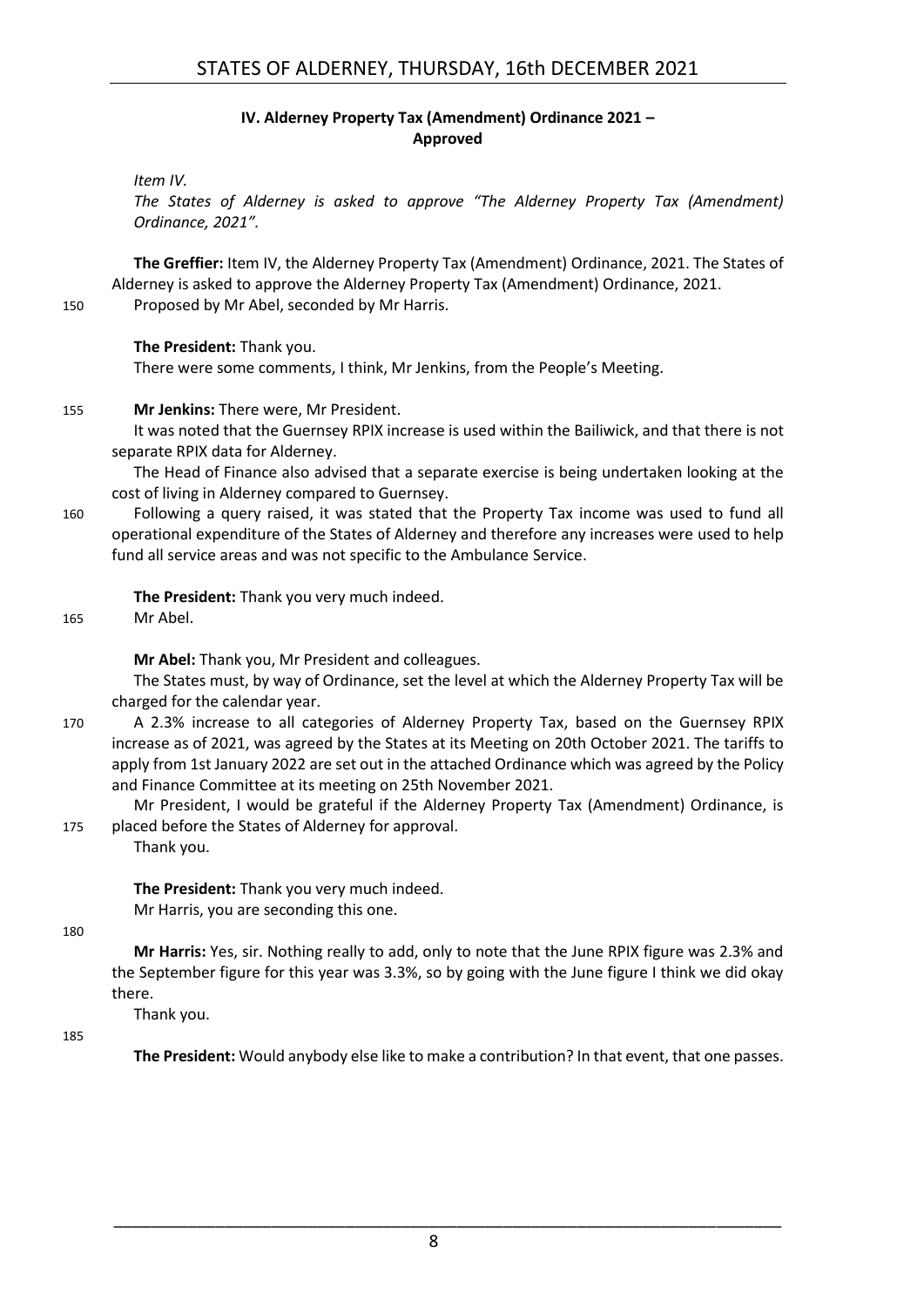### IV. Alderney Property Tax (Amendment) Ordinance 2021 – Approved

*Item IV.*

*The States of Alderney is asked to approve "The Alderney Property Tax (Amendment) Ordinance, 2021".*

**The Greffier:** Item IV, the Alderney Property Tax (Amendment) Ordinance, 2021. The States of Alderney is asked to approve the Alderney Property Tax (Amendment) Ordinance, 2021.

150 Proposed by Mr Abel, seconded by Mr Harris.

**The President:** Thank you.

There were some comments, I think, Mr Jenkins, from the People's Meeting.

155 **Mr Jenkins:** There were, Mr President.

It was noted that the Guernsey RPIX increase is used within the Bailiwick, and that there is not separate RPIX data for Alderney.

The Head of Finance also advised that a separate exercise is being undertaken looking at the cost of living in Alderney compared to Guernsey.

160 Following a query raised, it was stated that the Property Tax income was used to fund all operational expenditure of the States of Alderney and therefore any increases were used to help fund all service areas and was not specific to the Ambulance Service.

**The President:** Thank you very much indeed.

165 Mr Abel.

**Mr Abel:** Thank you, Mr President and colleagues.

The States must, by way of Ordinance, set the level at which the Alderney Property Tax will be charged for the calendar year.

170 A 2.3% increase to all categories of Alderney Property Tax, based on the Guernsey RPIX increase as of 2021, was agreed by the States at its Meeting on 20th October 2021. The tariffs to apply from 1st January 2022 are set out in the attached Ordinance which was agreed by the Policy and Finance Committee at its meeting on 25th November 2021.

Mr President, I would be grateful if the Alderney Property Tax (Amendment) Ordinance, is

175 placed before the States of Alderney for approval.

Thank you.

**The President:** Thank you very much indeed.

Mr Harris, you are seconding this one.

180

**Mr Harris:** Yes, sir. Nothing really to add, only to note that the June RPIX figure was 2.3% and the September figure for this year was 3.3%, so by going with the June figure I think we did okay there.

Thank you.

185

**The President:** Would anybody else like to make a contribution? In that event, that one passes.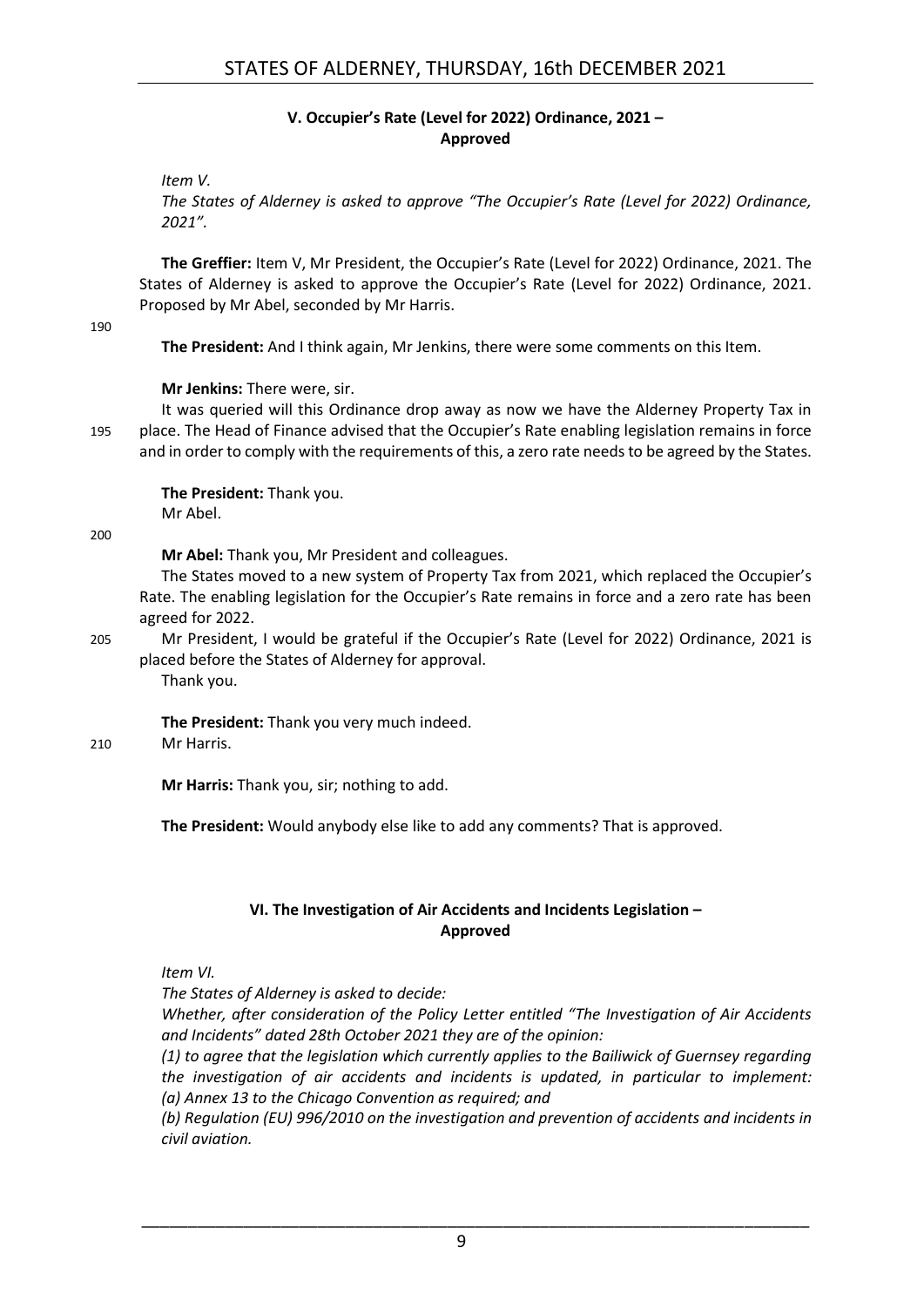### V. Occupier's Rate (Level for 2022) Ordinance, 2021 – Approved

*Item V.*

*The States of Alderney is asked to approve "The Occupier's Rate (Level for 2022) Ordinance, 2021".*

**The Greffier:** Item V, Mr President, the Occupier's Rate (Level for 2022) Ordinance, 2021. The States of Alderney is asked to approve the Occupier's Rate (Level for 2022) Ordinance, 2021. Proposed by Mr Abel, seconded by Mr Harris.

**The President:** And I think again, Mr Jenkins, there were some comments on this Item.

**Mr Jenkins:** There were, sir.

It was queried will this Ordinance drop away as now we have the Alderney Property Tax in place. The Head of Finance advised that the Occupier's Rate enabling legislation remains in force and in order to comply with the requirements of this, a zero rate needs to be agreed by the States.

**The President:** Thank you.

Mr Abel.

**Mr Abel:** Thank you, Mr President and colleagues.

The States moved to a new system of Property Tax from 2021, which replaced the Occupier's Rate. The enabling legislation for the Occupier's Rate remains in force and a zero rate has been agreed for 2022.

Mr President, I would be grateful if the Occupier's Rate (Level for 2022) Ordinance, 2021 is placed before the States of Alderney for approval.

Thank you.

**The President:** Thank you very much indeed.

Mr Harris.

**Mr Harris:** Thank you, sir; nothing to add.

**The President:** Would anybody else like to add any comments? That is approved.

### VI. The Investigation of Air Accidents and Incidents Legislation – Approved

*Item VI.*

*The States of Alderney is asked to decide:*

*Whether, after consideration of the Policy Letter entitled "The Investigation of Air Accidents and Incidents" dated 28th October 2021 they are of the opinion:*

*(1) to agree that the legislation which currently applies to the Bailiwick of Guernsey regarding the investigation of air accidents and incidents is updated, in particular to implement: (a) Annex 13 to the Chicago Convention as required; and*

*(b) Regulation (EU) 996/2010 on the investigation and prevention of accidents and incidents in civil aviation.*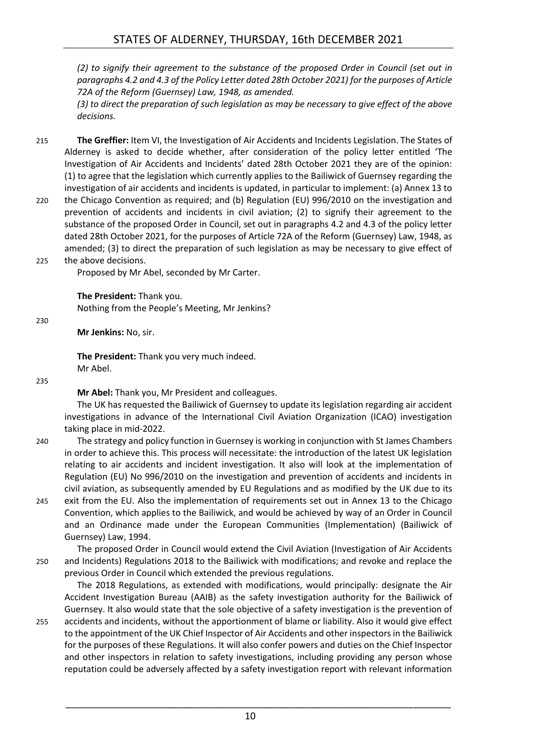*(2) to signify their agreement to the substance of the proposed Order in Council (set out in paragraphs 4.2 and 4.3 of the Policy Letter dated 28th October 2021) for the purposes of Article 72A of the Reform (Guernsey) Law, 1948, as amended.*

*(3) to direct the preparation of such legislation as may be necessary to give effect of the above decisions.*

**The Greffier:** Item VI, the Investigation of Air Accidents and Incidents Legislation. The States of Alderney is asked to decide whether, after consideration of the policy letter entitled 'The Investigation of Air Accidents and Incidents' dated 28th October 2021 they are of the opinion: (1) to agree that the legislation which currently applies to the Bailiwick of Guernsey regarding the investigation of air accidents and incidents is updated, in particular to implement: (a) Annex 13 to the Chicago Convention as required; and (b) Regulation (EU) 996/2010 on the investigation and prevention of accidents and incidents in civil aviation; (2) to signify their agreement to the substance of the proposed Order in Council, set out in paragraphs 4.2 and 4.3 of the policy letter dated 28th October 2021, for the purposes of Article 72A of the Reform (Guernsey) Law, 1948, as amended; (3) to direct the preparation of such legislation as may be necessary to give effect of the above decisions.

Proposed by Mr Abel, seconded by Mr Carter.

**The President:** Thank you.

Nothing from the People's Meeting, Mr Jenkins?

**Mr Jenkins:** No, sir.

**The President:** Thank you very much indeed.

Mr Abel.

**Mr Abel:** Thank you, Mr President and colleagues.

The UK has requested the Bailiwick of Guernsey to update its legislation regarding air accident investigations in advance of the International Civil Aviation Organization (ICAO) investigation taking place in mid-2022.

The strategy and policy function in Guernsey is working in conjunction with St James Chambers in order to achieve this. This process will necessitate: the introduction of the latest UK legislation relating to air accidents and incident investigation. It also will look at the implementation of Regulation (EU) No 996/2010 on the investigation and prevention of accidents and incidents in civil aviation, as subsequently amended by EU Regulations and as modified by the UK due to its exit from the EU. Also the implementation of requirements set out in Annex 13 to the Chicago Convention, which applies to the Bailiwick, and would be achieved by way of an Order in Council and an Ordinance made under the European Communities (Implementation) (Bailiwick of Guernsey) Law, 1994.

The proposed Order in Council would extend the Civil Aviation (Investigation of Air Accidents and Incidents) Regulations 2018 to the Bailiwick with modifications; and revoke and replace the previous Order in Council which extended the previous regulations.

The 2018 Regulations, as extended with modifications, would principally: designate the Air Accident Investigation Bureau (AAIB) as the safety investigation authority for the Bailiwick of Guernsey. It also would state that the sole objective of a safety investigation is the prevention of accidents and incidents, without the apportionment of blame or liability. Also it would give effect to the appointment of the UK Chief Inspector of Air Accidents and other inspectors in the Bailiwick for the purposes of these Regulations. It will also confer powers and duties on the Chief Inspector and other inspectors in relation to safety investigations, including providing any person whose reputation could be adversely affected by a safety investigation report with relevant information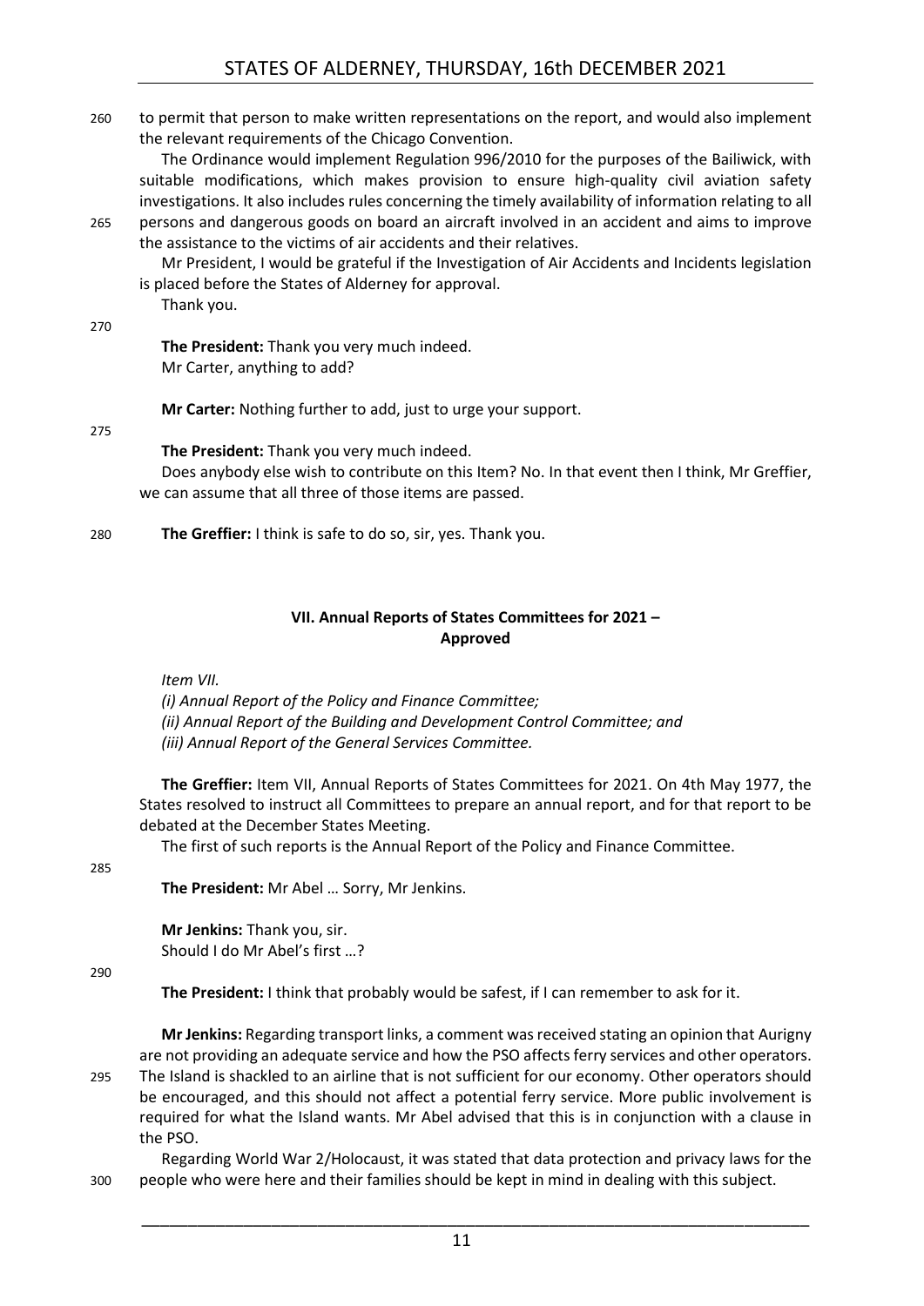to permit that person to make written representations on the report, and would also implement the relevant requirements of the Chicago Convention.

The Ordinance would implement Regulation 996/2010 for the purposes of the Bailiwick, with suitable modifications, which makes provision to ensure high-quality civil aviation safety investigations. It also includes rules concerning the timely availability of information relating to all persons and dangerous goods on board an aircraft involved in an accident and aims to improve the assistance to the victims of air accidents and their relatives.

Mr President, I would be grateful if the Investigation of Air Accidents and Incidents legislation is placed before the States of Alderney for approval.

Thank you.

**The President:** Thank you very much indeed.

Mr Carter, anything to add?

**Mr Carter:** Nothing further to add, just to urge your support.

**The President:** Thank you very much indeed.

Does anybody else wish to contribute on this Item? No. In that event then I think, Mr Greffier, we can assume that all three of those items are passed.

**The Greffier:** I think is safe to do so, sir, yes. Thank you.

## VII. Annual Reports of States Committees for 2021 – Approved

*Item VII.*

*(i) Annual Report of the Policy and Finance Committee;*

*(ii) Annual Report of the Building and Development Control Committee; and*

*(iii) Annual Report of the General Services Committee.*

**The Greffier:** Item VII, Annual Reports of States Committees for 2021. On 4th May 1977, the States resolved to instruct all Committees to prepare an annual report, and for that report to be debated at the December States Meeting.

The first of such reports is the Annual Report of the Policy and Finance Committee.

**The President:** Mr Abel … Sorry, Mr Jenkins.

**Mr Jenkins:** Thank you, sir.

Should I do Mr Abel's first …?

**The President:** I think that probably would be safest, if I can remember to ask for it.

**Mr Jenkins:** Regarding transport links, a comment was received stating an opinion that Aurigny are not providing an adequate service and how the PSO affects ferry services and other operators. The Island is shackled to an airline that is not sufficient for our economy. Other operators should be encouraged, and this should not affect a potential ferry service. More public involvement is required for what the Island wants. Mr Abel advised that this is in conjunction with a clause in the PSO.

Regarding World War 2/Holocaust, it was stated that data protection and privacy laws for the people who were here and their families should be kept in mind in dealing with this subject.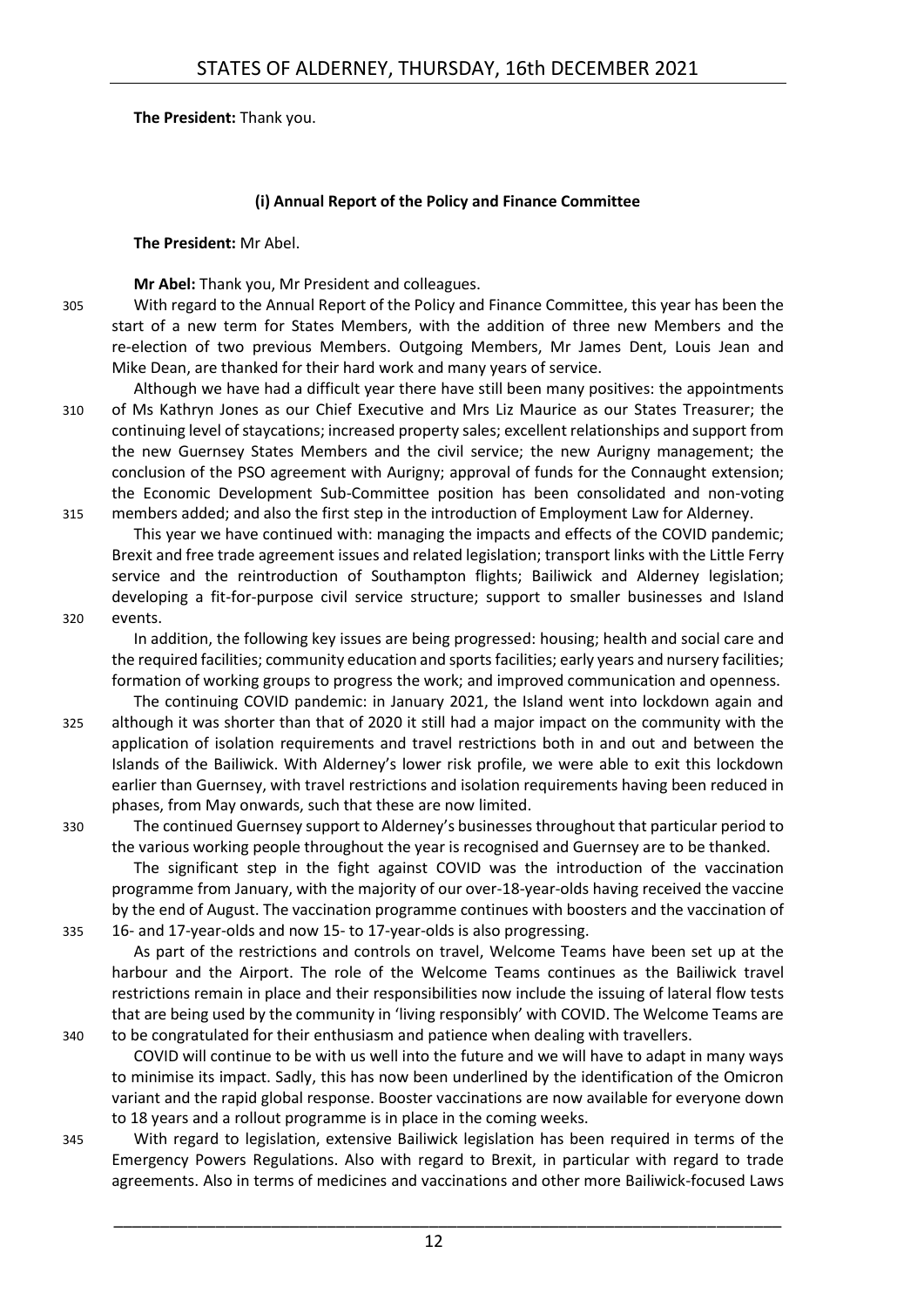**The President:** Thank you.

### (i) Annual Report of the Policy and Finance Committee

**The President:** Mr Abel.

**Mr Abel:** Thank you, Mr President and colleagues.

305 With regard to the Annual Report of the Policy and Finance Committee, this year has been the start of a new term for States Members, with the addition of three new Members and the re-election of two previous Members. Outgoing Members, Mr James Dent, Louis Jean and Mike Dean, are thanked for their hard work and many years of service.

Although we have had a difficult year there have still been many positives: the appointments 310 of Ms Kathryn Jones as our Chief Executive and Mrs Liz Maurice as our States Treasurer; the continuing level of staycations; increased property sales; excellent relationships and support from the new Guernsey States Members and the civil service; the new Aurigny management; the conclusion of the PSO agreement with Aurigny; approval of funds for the Connaught extension; the Economic Development Sub-Committee position has been consolidated and non-voting 315 members added; and also the first step in the introduction of Employment Law for Alderney.

This year we have continued with: managing the impacts and effects of the COVID pandemic; Brexit and free trade agreement issues and related legislation; transport links with the Little Ferry service and the reintroduction of Southampton flights; Bailiwick and Alderney legislation; developing a fit-for-purpose civil service structure; support to smaller businesses and Island 320 events.

In addition, the following key issues are being progressed: housing; health and social care and the required facilities; community education and sports facilities; early years and nursery facilities; formation of working groups to progress the work; and improved communication and openness.

The continuing COVID pandemic: in January 2021, the Island went into lockdown again and 325 although it was shorter than that of 2020 it still had a major impact on the community with the application of isolation requirements and travel restrictions both in and out and between the Islands of the Bailiwick. With Alderney's lower risk profile, we were able to exit this lockdown earlier than Guernsey, with travel restrictions and isolation requirements having been reduced in phases, from May onwards, such that these are now limited.

330 The continued Guernsey support to Alderney's businesses throughout that particular period to the various working people throughout the year is recognised and Guernsey are to be thanked.

The significant step in the fight against COVID was the introduction of the vaccination programme from January, with the majority of our over-18-year-olds having received the vaccine by the end of August. The vaccination programme continues with boosters and the vaccination of 335 16- and 17-year-olds and now 15- to 17-year-olds is also progressing.

As part of the restrictions and controls on travel, Welcome Teams have been set up at the harbour and the Airport. The role of the Welcome Teams continues as the Bailiwick travel restrictions remain in place and their responsibilities now include the issuing of lateral flow tests that are being used by the community in 'living responsibly' with COVID. The Welcome Teams are 340 to be congratulated for their enthusiasm and patience when dealing with travellers.

COVID will continue to be with us well into the future and we will have to adapt in many ways to minimise its impact. Sadly, this has now been underlined by the identification of the Omicron variant and the rapid global response. Booster vaccinations are now available for everyone down to 18 years and a rollout programme is in place in the coming weeks.

345 With regard to legislation, extensive Bailiwick legislation has been required in terms of the Emergency Powers Regulations. Also with regard to Brexit, in particular with regard to trade agreements. Also in terms of medicines and vaccinations and other more Bailiwick-focused Laws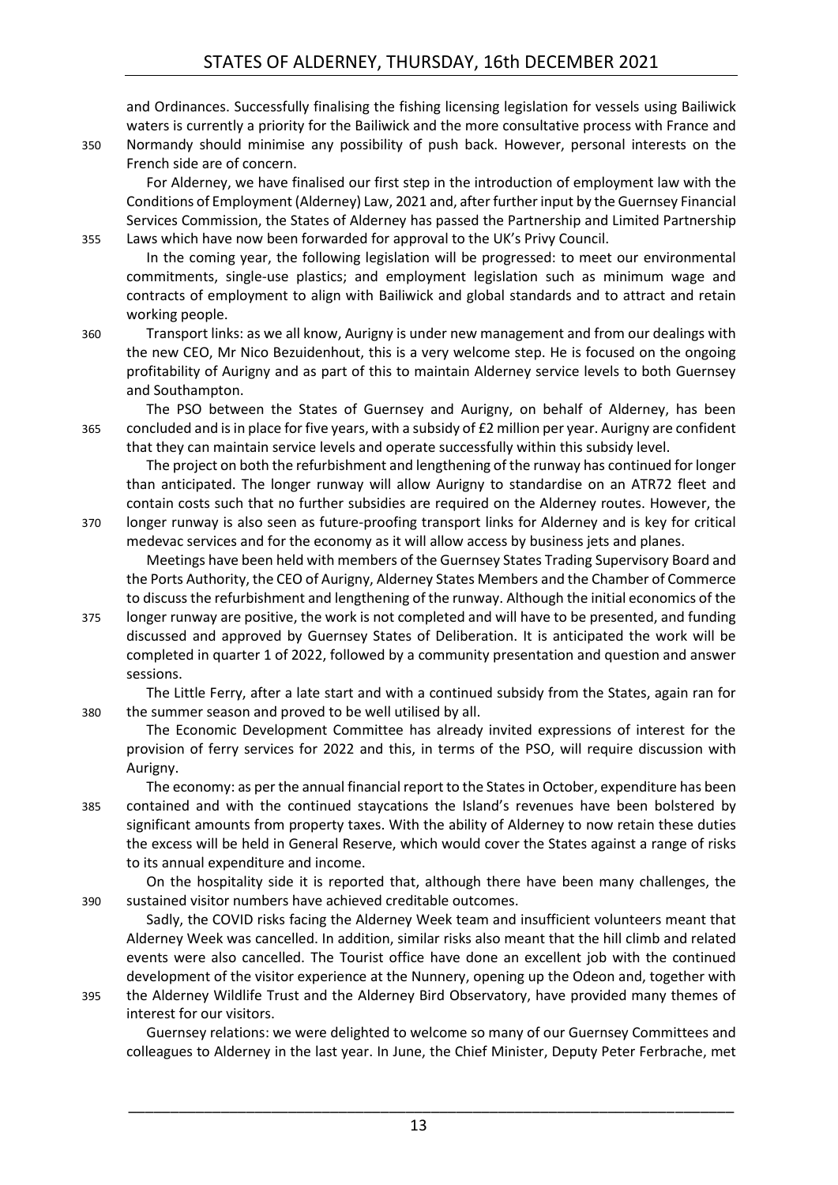and Ordinances. Successfully finalising the fishing licensing legislation for vessels using Bailiwick waters is currently a priority for the Bailiwick and the more consultative process with France and Normandy should minimise any possibility of push back. However, personal interests on the French side are of concern.

For Alderney, we have finalised our first step in the introduction of employment law with the Conditions of Employment (Alderney) Law, 2021 and, after further input by the Guernsey Financial Services Commission, the States of Alderney has passed the Partnership and Limited Partnership Laws which have now been forwarded for approval to the UK's Privy Council.

In the coming year, the following legislation will be progressed: to meet our environmental commitments, single-use plastics; and employment legislation such as minimum wage and contracts of employment to align with Bailiwick and global standards and to attract and retain working people.

Transport links: as we all know, Aurigny is under new management and from our dealings with the new CEO, Mr Nico Bezuidenhout, this is a very welcome step. He is focused on the ongoing profitability of Aurigny and as part of this to maintain Alderney service levels to both Guernsey and Southampton.

The PSO between the States of Guernsey and Aurigny, on behalf of Alderney, has been concluded and is in place for five years, with a subsidy of £2 million per year. Aurigny are confident that they can maintain service levels and operate successfully within this subsidy level.

The project on both the refurbishment and lengthening of the runway has continued for longer than anticipated. The longer runway will allow Aurigny to standardise on an ATR72 fleet and contain costs such that no further subsidies are required on the Alderney routes. However, the longer runway is also seen as future-proofing transport links for Alderney and is key for critical medevac services and for the economy as it will allow access by business jets and planes.

Meetings have been held with members of the Guernsey States Trading Supervisory Board and the Ports Authority, the CEO of Aurigny, Alderney States Members and the Chamber of Commerce to discuss the refurbishment and lengthening of the runway. Although the initial economics of the longer runway are positive, the work is not completed and will have to be presented, and funding discussed and approved by Guernsey States of Deliberation. It is anticipated the work will be completed in quarter 1 of 2022, followed by a community presentation and question and answer sessions.

The Little Ferry, after a late start and with a continued subsidy from the States, again ran for the summer season and proved to be well utilised by all.

The Economic Development Committee has already invited expressions of interest for the provision of ferry services for 2022 and this, in terms of the PSO, will require discussion with Aurigny.

The economy: as per the annual financial report to the States in October, expenditure has been contained and with the continued staycations the Island's revenues have been bolstered by significant amounts from property taxes. With the ability of Alderney to now retain these duties the excess will be held in General Reserve, which would cover the States against a range of risks to its annual expenditure and income.

On the hospitality side it is reported that, although there have been many challenges, the sustained visitor numbers have achieved creditable outcomes.

Sadly, the COVID risks facing the Alderney Week team and insufficient volunteers meant that Alderney Week was cancelled. In addition, similar risks also meant that the hill climb and related events were also cancelled. The Tourist office have done an excellent job with the continued development of the visitor experience at the Nunnery, opening up the Odeon and, together with the Alderney Wildlife Trust and the Alderney Bird Observatory, have provided many themes of interest for our visitors.

Guernsey relations: we were delighted to welcome so many of our Guernsey Committees and colleagues to Alderney in the last year. In June, the Chief Minister, Deputy Peter Ferbrache, met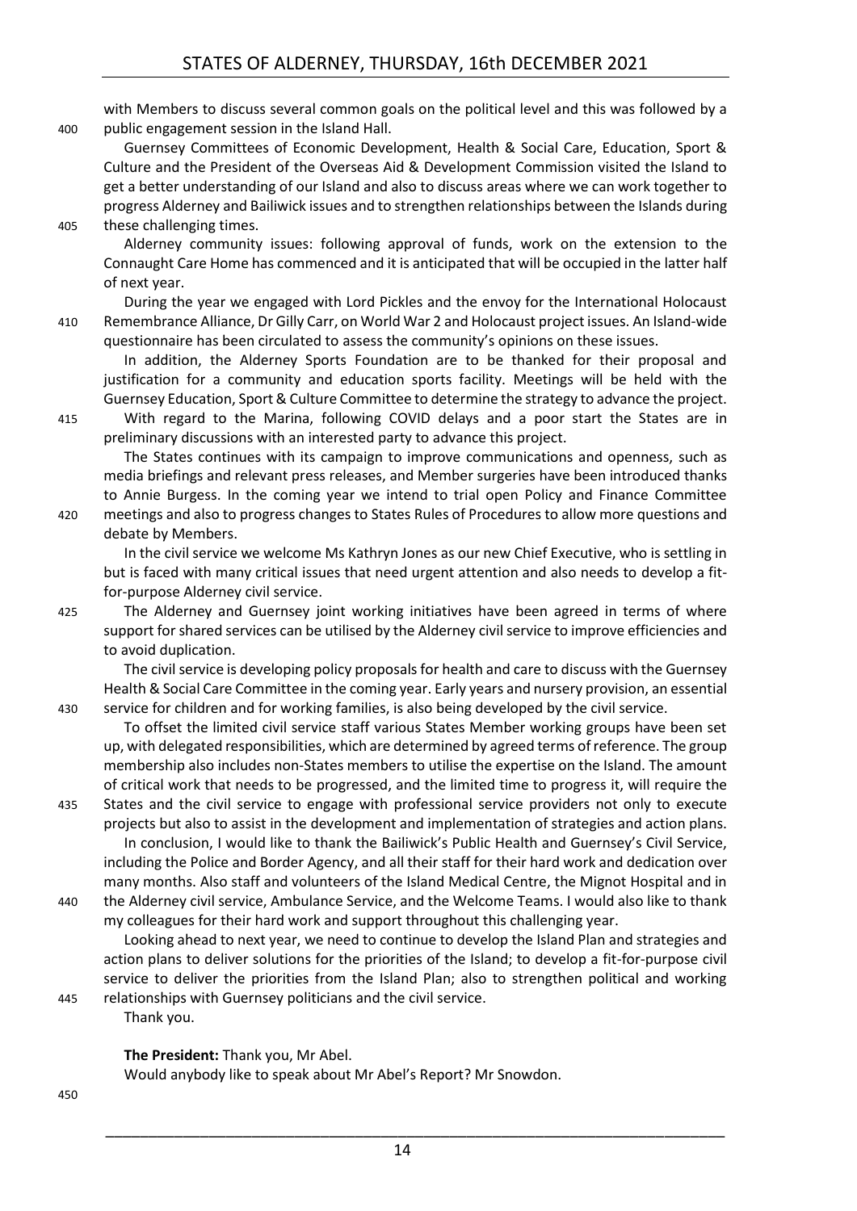with Members to discuss several common goals on the political level and this was followed by a public engagement session in the Island Hall.

Guernsey Committees of Economic Development, Health & Social Care, Education, Sport & Culture and the President of the Overseas Aid & Development Commission visited the Island to get a better understanding of our Island and also to discuss areas where we can work together to progress Alderney and Bailiwick issues and to strengthen relationships between the Islands during these challenging times.

Alderney community issues: following approval of funds, work on the extension to the Connaught Care Home has commenced and it is anticipated that will be occupied in the latter half of next year.

During the year we engaged with Lord Pickles and the envoy for the International Holocaust Remembrance Alliance, Dr Gilly Carr, on World War 2 and Holocaust project issues. An Island-wide questionnaire has been circulated to assess the community's opinions on these issues.

In addition, the Alderney Sports Foundation are to be thanked for their proposal and justification for a community and education sports facility. Meetings will be held with the Guernsey Education, Sport & Culture Committee to determine the strategy to advance the project.

With regard to the Marina, following COVID delays and a poor start the States are in preliminary discussions with an interested party to advance this project.

The States continues with its campaign to improve communications and openness, such as media briefings and relevant press releases, and Member surgeries have been introduced thanks to Annie Burgess. In the coming year we intend to trial open Policy and Finance Committee meetings and also to progress changes to States Rules of Procedures to allow more questions and debate by Members.

In the civil service we welcome Ms Kathryn Jones as our new Chief Executive, who is settling in but is faced with many critical issues that need urgent attention and also needs to develop a fit-for-purpose Alderney civil service.

The Alderney and Guernsey joint working initiatives have been agreed in terms of where support for shared services can be utilised by the Alderney civil service to improve efficiencies and to avoid duplication.

The civil service is developing policy proposals for health and care to discuss with the Guernsey Health & Social Care Committee in the coming year. Early years and nursery provision, an essential service for children and for working families, is also being developed by the civil service.

To offset the limited civil service staff various States Member working groups have been set up, with delegated responsibilities, which are determined by agreed terms of reference. The group membership also includes non-States members to utilise the expertise on the Island. The amount of critical work that needs to be progressed, and the limited time to progress it, will require the States and the civil service to engage with professional service providers not only to execute projects but also to assist in the development and implementation of strategies and action plans.

In conclusion, I would like to thank the Bailiwick's Public Health and Guernsey's Civil Service, including the Police and Border Agency, and all their staff for their hard work and dedication over many months. Also staff and volunteers of the Island Medical Centre, the Mignot Hospital and in the Alderney civil service, Ambulance Service, and the Welcome Teams. I would also like to thank my colleagues for their hard work and support throughout this challenging year.

Looking ahead to next year, we need to continue to develop the Island Plan and strategies and action plans to deliver solutions for the priorities of the Island; to develop a fit-for-purpose civil service to deliver the priorities from the Island Plan; also to strengthen political and working relationships with Guernsey politicians and the civil service.

Thank you.

**The President:** Thank you, Mr Abel.

Would anybody like to speak about Mr Abel's Report? Mr Snowdon.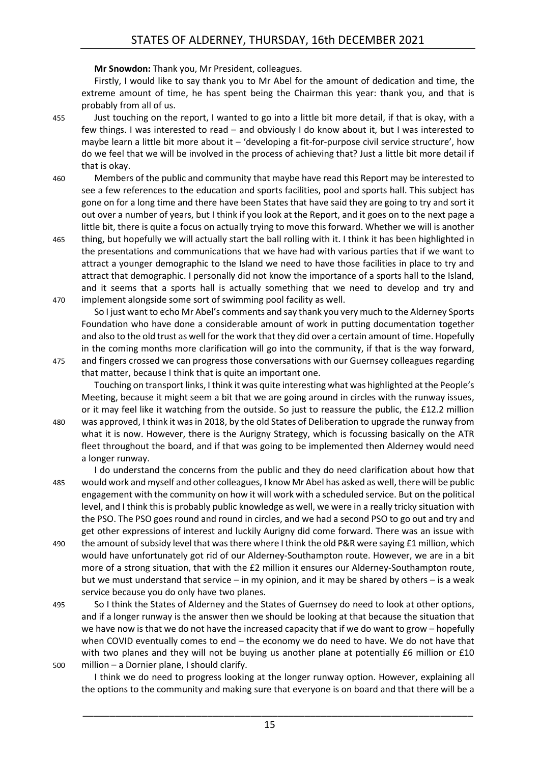**Mr Snowdon:** Thank you, Mr President, colleagues.

Firstly, I would like to say thank you to Mr Abel for the amount of dedication and time, the extreme amount of time, he has spent being the Chairman this year: thank you, and that is probably from all of us.

455 Just touching on the report, I wanted to go into a little bit more detail, if that is okay, with a few things. I was interested to read – and obviously I do know about it, but I was interested to maybe learn a little bit more about it – 'developing a fit-for-purpose civil service structure', how do we feel that we will be involved in the process of achieving that? Just a little bit more detail if that is okay.

460 Members of the public and community that maybe have read this Report may be interested to see a few references to the education and sports facilities, pool and sports hall. This subject has gone on for a long time and there have been States that have said they are going to try and sort it out over a number of years, but I think if you look at the Report, and it goes on to the next page a little bit, there is quite a focus on actually trying to move this forward. Whether we will is another 465 thing, but hopefully we will actually start the ball rolling with it. I think it has been highlighted in the presentations and communications that we have had with various parties that if we want to attract a younger demographic to the Island we need to have those facilities in place to try and attract that demographic. I personally did not know the importance of a sports hall to the Island, and it seems that a sports hall is actually something that we need to develop and try and 470 implement alongside some sort of swimming pool facility as well.

So I just want to echo Mr Abel's comments and say thank you very much to the Alderney Sports Foundation who have done a considerable amount of work in putting documentation together and also to the old trust as well for the work that they did over a certain amount of time. Hopefully in the coming months more clarification will go into the community, if that is the way forward, 475 and fingers crossed we can progress those conversations with our Guernsey colleagues regarding that matter, because I think that is quite an important one.

Touching on transport links, I think it was quite interesting what was highlighted at the People's Meeting, because it might seem a bit that we are going around in circles with the runway issues, or it may feel like it watching from the outside. So just to reassure the public, the £12.2 million 480 was approved, I think it was in 2018, by the old States of Deliberation to upgrade the runway from what it is now. However, there is the Aurigny Strategy, which is focussing basically on the ATR fleet throughout the board, and if that was going to be implemented then Alderney would need a longer runway.

I do understand the concerns from the public and they do need clarification about how that 485 would work and myself and other colleagues, I know Mr Abel has asked as well, there will be public engagement with the community on how it will work with a scheduled service. But on the political level, and I think this is probably public knowledge as well, we were in a really tricky situation with the PSO. The PSO goes round and round in circles, and we had a second PSO to go out and try and get other expressions of interest and luckily Aurigny did come forward. There was an issue with 490 the amount of subsidy level that was there where I think the old P&R were saying £1 million, which would have unfortunately got rid of our Alderney-Southampton route. However, we are in a bit more of a strong situation, that with the £2 million it ensures our Alderney-Southampton route, but we must understand that service – in my opinion, and it may be shared by others – is a weak service because you do only have two planes.

495 So I think the States of Alderney and the States of Guernsey do need to look at other options, and if a longer runway is the answer then we should be looking at that because the situation that we have now is that we do not have the increased capacity that if we do want to grow – hopefully when COVID eventually comes to end – the economy we do need to have. We do not have that with two planes and they will not be buying us another plane at potentially £6 million or £10 500 million – a Dornier plane, I should clarify.

I think we do need to progress looking at the longer runway option. However, explaining all the options to the community and making sure that everyone is on board and that there will be a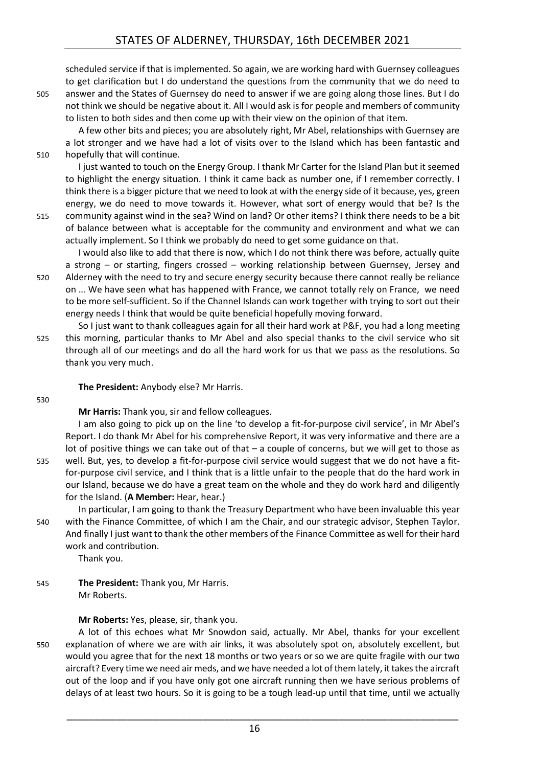scheduled service if that is implemented. So again, we are working hard with Guernsey colleagues to get clarification but I do understand the questions from the community that we do need to answer and the States of Guernsey do need to answer if we are going along those lines. But I do not think we should be negative about it. All I would ask is for people and members of community to listen to both sides and then come up with their view on the opinion of that item.

A few other bits and pieces; you are absolutely right, Mr Abel, relationships with Guernsey are a lot stronger and we have had a lot of visits over to the Island which has been fantastic and hopefully that will continue.

I just wanted to touch on the Energy Group. I thank Mr Carter for the Island Plan but it seemed to highlight the energy situation. I think it came back as number one, if I remember correctly. I think there is a bigger picture that we need to look at with the energy side of it because, yes, green energy, we do need to move towards it. However, what sort of energy would that be? Is the community against wind in the sea? Wind on land? Or other items? I think there needs to be a bit of balance between what is acceptable for the community and environment and what we can actually implement. So I think we probably do need to get some guidance on that.

I would also like to add that there is now, which I do not think there was before, actually quite a strong – or starting, fingers crossed – working relationship between Guernsey, Jersey and Alderney with the need to try and secure energy security because there cannot really be reliance on … We have seen what has happened with France, we cannot totally rely on France, we need to be more self-sufficient. So if the Channel Islands can work together with trying to sort out their energy needs I think that would be quite beneficial hopefully moving forward.

So I just want to thank colleagues again for all their hard work at P&F, you had a long meeting this morning, particular thanks to Mr Abel and also special thanks to the civil service who sit through all of our meetings and do all the hard work for us that we pass as the resolutions. So thank you very much.

**The President:** Anybody else? Mr Harris.

**Mr Harris:** Thank you, sir and fellow colleagues.

I am also going to pick up on the line 'to develop a fit-for-purpose civil service', in Mr Abel's Report. I do thank Mr Abel for his comprehensive Report, it was very informative and there are a lot of positive things we can take out of that – a couple of concerns, but we will get to those as well. But, yes, to develop a fit-for-purpose civil service would suggest that we do not have a fit-for-purpose civil service, and I think that is a little unfair to the people that do the hard work in our Island, because we do have a great team on the whole and they do work hard and diligently for the Island. (**A Member:** Hear, hear.)

In particular, I am going to thank the Treasury Department who have been invaluable this year with the Finance Committee, of which I am the Chair, and our strategic advisor, Stephen Taylor. And finally I just want to thank the other members of the Finance Committee as well for their hard work and contribution.

Thank you.

**The President:** Thank you, Mr Harris.
Mr Roberts.

**Mr Roberts:** Yes, please, sir, thank you.

A lot of this echoes what Mr Snowdon said, actually. Mr Abel, thanks for your excellent explanation of where we are with air links, it was absolutely spot on, absolutely excellent, but would you agree that for the next 18 months or two years or so we are quite fragile with our two aircraft? Every time we need air meds, and we have needed a lot of them lately, it takes the aircraft out of the loop and if you have only got one aircraft running then we have serious problems of delays of at least two hours. So it is going to be a tough lead-up until that time, until we actually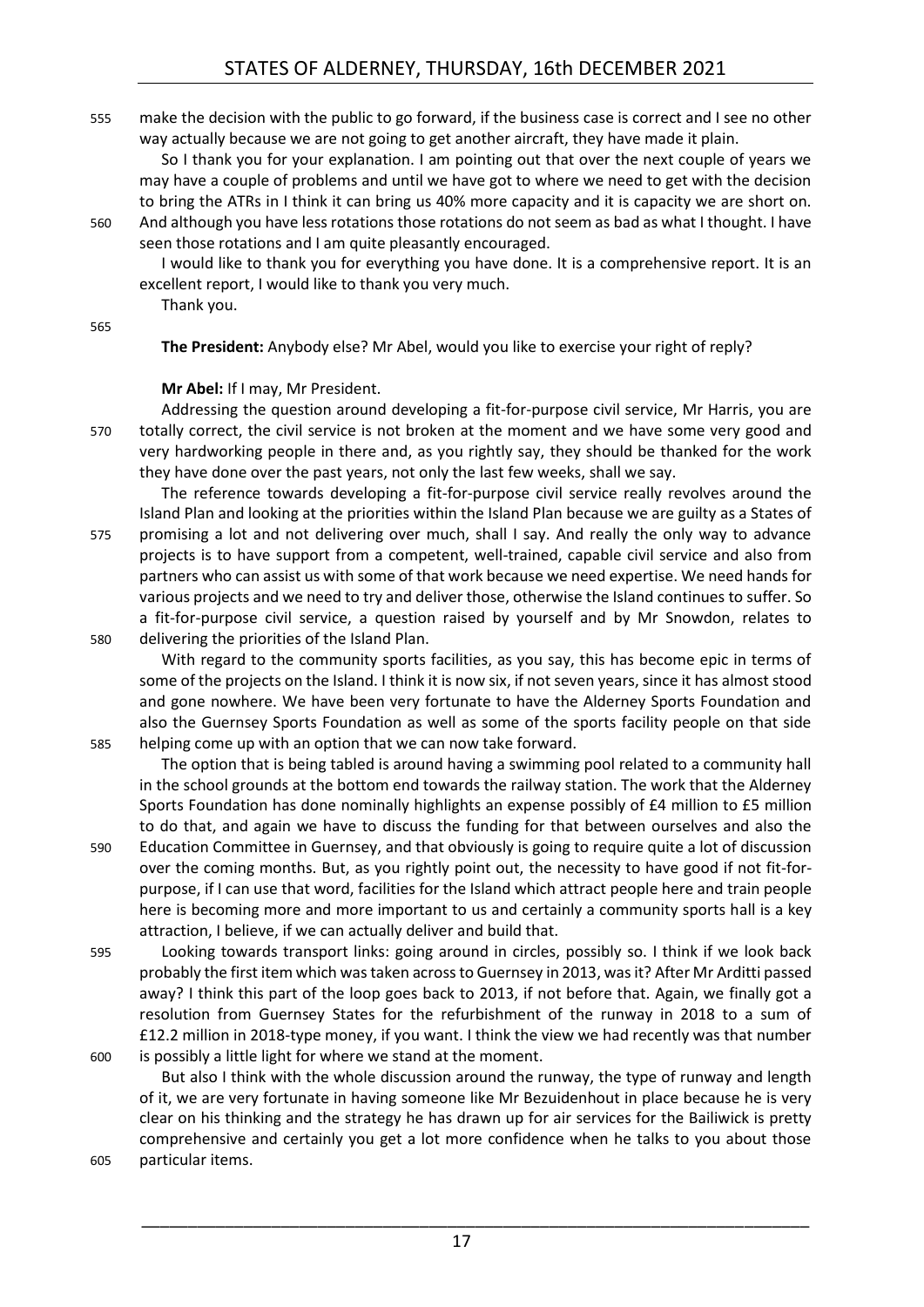make the decision with the public to go forward, if the business case is correct and I see no other way actually because we are not going to get another aircraft, they have made it plain.

So I thank you for your explanation. I am pointing out that over the next couple of years we may have a couple of problems and until we have got to where we need to get with the decision to bring the ATRs in I think it can bring us 40% more capacity and it is capacity we are short on. And although you have less rotations those rotations do not seem as bad as what I thought. I have seen those rotations and I am quite pleasantly encouraged.

I would like to thank you for everything you have done. It is a comprehensive report. It is an excellent report, I would like to thank you very much.

Thank you.

**The President:** Anybody else? Mr Abel, would you like to exercise your right of reply?

**Mr Abel:** If I may, Mr President.

Addressing the question around developing a fit-for-purpose civil service, Mr Harris, you are totally correct, the civil service is not broken at the moment and we have some very good and very hardworking people in there and, as you rightly say, they should be thanked for the work they have done over the past years, not only the last few weeks, shall we say.

The reference towards developing a fit-for-purpose civil service really revolves around the Island Plan and looking at the priorities within the Island Plan because we are guilty as a States of promising a lot and not delivering over much, shall I say. And really the only way to advance projects is to have support from a competent, well-trained, capable civil service and also from partners who can assist us with some of that work because we need expertise. We need hands for various projects and we need to try and deliver those, otherwise the Island continues to suffer. So a fit-for-purpose civil service, a question raised by yourself and by Mr Snowdon, relates to delivering the priorities of the Island Plan.

With regard to the community sports facilities, as you say, this has become epic in terms of some of the projects on the Island. I think it is now six, if not seven years, since it has almost stood and gone nowhere. We have been very fortunate to have the Alderney Sports Foundation and also the Guernsey Sports Foundation as well as some of the sports facility people on that side helping come up with an option that we can now take forward.

The option that is being tabled is around having a swimming pool related to a community hall in the school grounds at the bottom end towards the railway station. The work that the Alderney Sports Foundation has done nominally highlights an expense possibly of £4 million to £5 million to do that, and again we have to discuss the funding for that between ourselves and also the Education Committee in Guernsey, and that obviously is going to require quite a lot of discussion over the coming months. But, as you rightly point out, the necessity to have good if not fit-for-purpose, if I can use that word, facilities for the Island which attract people here and train people here is becoming more and more important to us and certainly a community sports hall is a key attraction, I believe, if we can actually deliver and build that.

Looking towards transport links: going around in circles, possibly so. I think if we look back probably the first item which was taken across to Guernsey in 2013, was it? After Mr Arditti passed away? I think this part of the loop goes back to 2013, if not before that. Again, we finally got a resolution from Guernsey States for the refurbishment of the runway in 2018 to a sum of £12.2 million in 2018-type money, if you want. I think the view we had recently was that number is possibly a little light for where we stand at the moment.

But also I think with the whole discussion around the runway, the type of runway and length of it, we are very fortunate in having someone like Mr Bezuidenhout in place because he is very clear on his thinking and the strategy he has drawn up for air services for the Bailiwick is pretty comprehensive and certainly you get a lot more confidence when he talks to you about those particular items.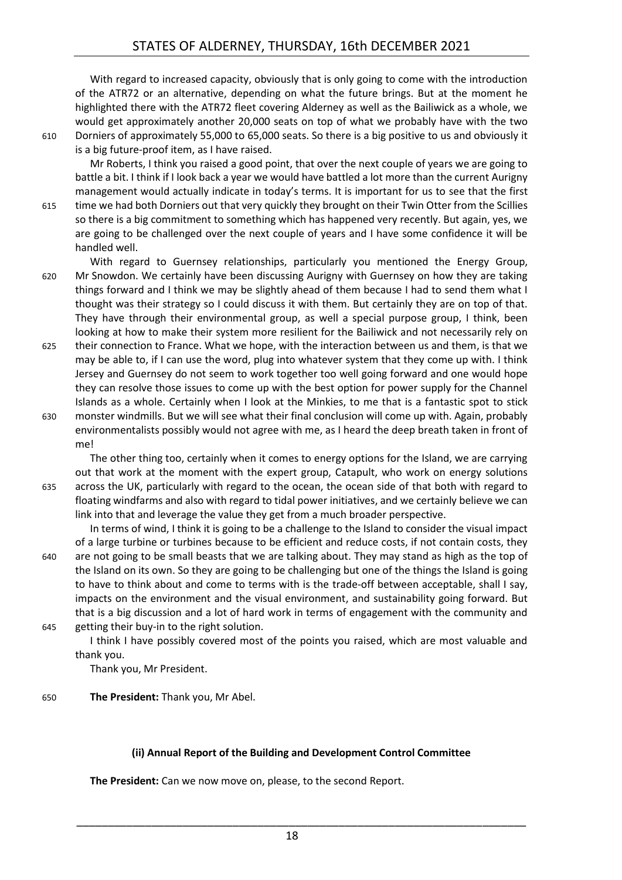With regard to increased capacity, obviously that is only going to come with the introduction of the ATR72 or an alternative, depending on what the future brings. But at the moment he highlighted there with the ATR72 fleet covering Alderney as well as the Bailiwick as a whole, we would get approximately another 20,000 seats on top of what we probably have with the two Dorniers of approximately 55,000 to 65,000 seats. So there is a big positive to us and obviously it is a big future-proof item, as I have raised.

Mr Roberts, I think you raised a good point, that over the next couple of years we are going to battle a bit. I think if I look back a year we would have battled a lot more than the current Aurigny management would actually indicate in today's terms. It is important for us to see that the first time we had both Dorniers out that very quickly they brought on their Twin Otter from the Scillies so there is a big commitment to something which has happened very recently. But again, yes, we are going to be challenged over the next couple of years and I have some confidence it will be handled well.

With regard to Guernsey relationships, particularly you mentioned the Energy Group, Mr Snowdon. We certainly have been discussing Aurigny with Guernsey on how they are taking things forward and I think we may be slightly ahead of them because I had to send them what I thought was their strategy so I could discuss it with them. But certainly they are on top of that. They have through their environmental group, as well a special purpose group, I think, been looking at how to make their system more resilient for the Bailiwick and not necessarily rely on their connection to France. What we hope, with the interaction between us and them, is that we may be able to, if I can use the word, plug into whatever system that they come up with. I think Jersey and Guernsey do not seem to work together too well going forward and one would hope they can resolve those issues to come up with the best option for power supply for the Channel Islands as a whole. Certainly when I look at the Minkies, to me that is a fantastic spot to stick monster windmills. But we will see what their final conclusion will come up with. Again, probably environmentalists possibly would not agree with me, as I heard the deep breath taken in front of me!

The other thing too, certainly when it comes to energy options for the Island, we are carrying out that work at the moment with the expert group, Catapult, who work on energy solutions across the UK, particularly with regard to the ocean, the ocean side of that both with regard to floating windfarms and also with regard to tidal power initiatives, and we certainly believe we can link into that and leverage the value they get from a much broader perspective.

In terms of wind, I think it is going to be a challenge to the Island to consider the visual impact of a large turbine or turbines because to be efficient and reduce costs, if not contain costs, they are not going to be small beasts that we are talking about. They may stand as high as the top of the Island on its own. So they are going to be challenging but one of the things the Island is going to have to think about and come to terms with is the trade-off between acceptable, shall I say, impacts on the environment and the visual environment, and sustainability going forward. But that is a big discussion and a lot of hard work in terms of engagement with the community and getting their buy-in to the right solution.

I think I have possibly covered most of the points you raised, which are most valuable and thank you.

Thank you, Mr President.

**The President:** Thank you, Mr Abel.

### (ii) Annual Report of the Building and Development Control Committee

**The President:** Can we now move on, please, to the second Report.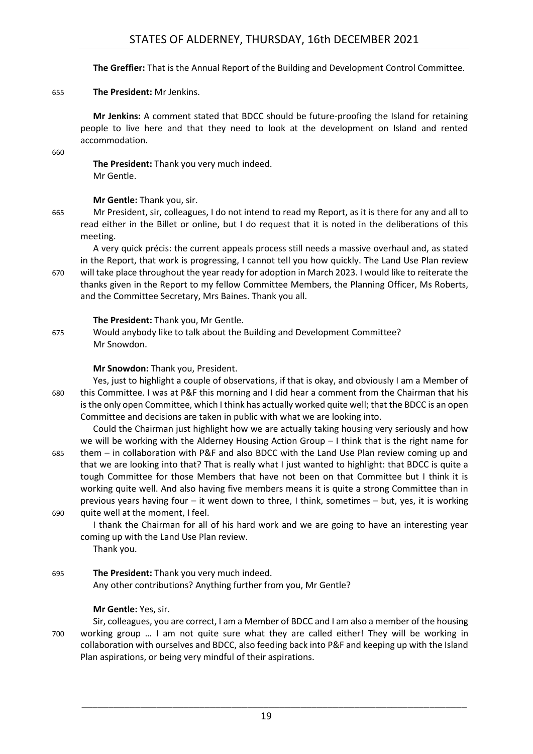**The Greffier:** That is the Annual Report of the Building and Development Control Committee.

**The President:** Mr Jenkins.

**Mr Jenkins:** A comment stated that BDCC should be future-proofing the Island for retaining people to live here and that they need to look at the development on Island and rented accommodation.

**The President:** Thank you very much indeed.
Mr Gentle.

**Mr Gentle:** Thank you, sir.

Mr President, sir, colleagues, I do not intend to read my Report, as it is there for any and all to read either in the Billet or online, but I do request that it is noted in the deliberations of this meeting.

A very quick précis: the current appeals process still needs a massive overhaul and, as stated in the Report, that work is progressing, I cannot tell you how quickly. The Land Use Plan review will take place throughout the year ready for adoption in March 2023. I would like to reiterate the thanks given in the Report to my fellow Committee Members, the Planning Officer, Ms Roberts, and the Committee Secretary, Mrs Baines. Thank you all.

**The President:** Thank you, Mr Gentle.

Would anybody like to talk about the Building and Development Committee?
Mr Snowdon.

**Mr Snowdon:** Thank you, President.

Yes, just to highlight a couple of observations, if that is okay, and obviously I am a Member of this Committee. I was at P&F this morning and I did hear a comment from the Chairman that his is the only open Committee, which I think has actually worked quite well; that the BDCC is an open Committee and decisions are taken in public with what we are looking into.

Could the Chairman just highlight how we are actually taking housing very seriously and how we will be working with the Alderney Housing Action Group – I think that is the right name for them – in collaboration with P&F and also BDCC with the Land Use Plan review coming up and that we are looking into that? That is really what I just wanted to highlight: that BDCC is quite a tough Committee for those Members that have not been on that Committee but I think it is working quite well. And also having five members means it is quite a strong Committee than in previous years having four – it went down to three, I think, sometimes – but, yes, it is working quite well at the moment, I feel.

I thank the Chairman for all of his hard work and we are going to have an interesting year coming up with the Land Use Plan review.

Thank you.

**The President:** Thank you very much indeed.

Any other contributions? Anything further from you, Mr Gentle?

**Mr Gentle:** Yes, sir.

Sir, colleagues, you are correct, I am a Member of BDCC and I am also a member of the housing working group … I am not quite sure what they are called either! They will be working in collaboration with ourselves and BDCC, also feeding back into P&F and keeping up with the Island Plan aspirations, or being very mindful of their aspirations.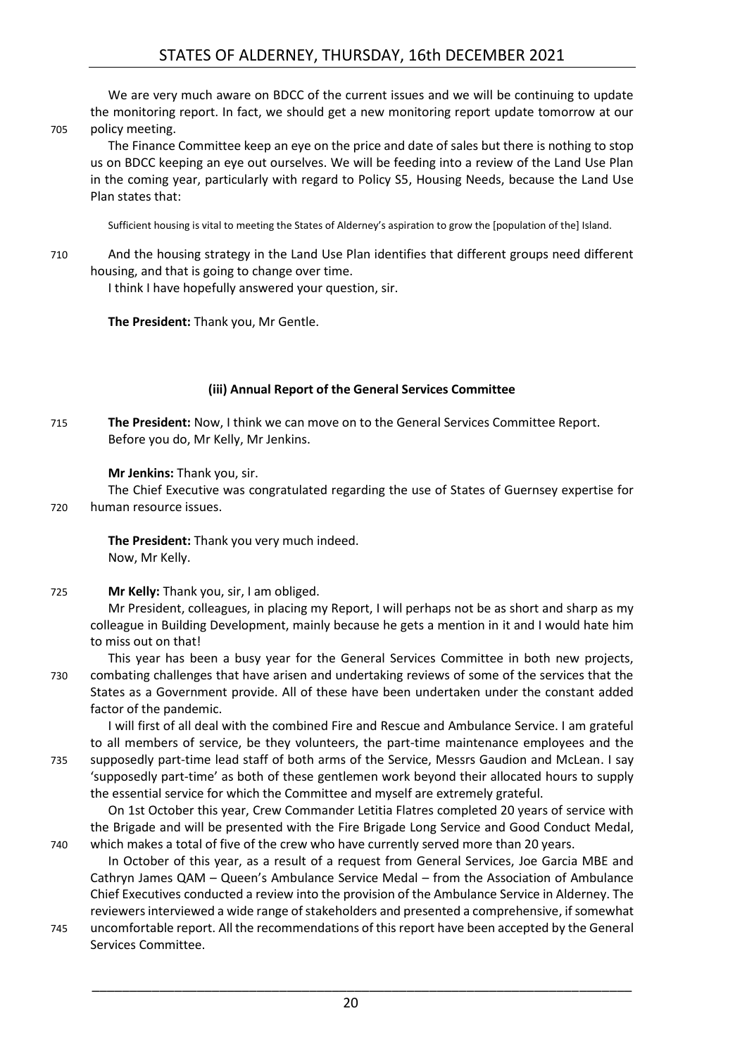We are very much aware on BDCC of the current issues and we will be continuing to update the monitoring report. In fact, we should get a new monitoring report update tomorrow at our policy meeting.

The Finance Committee keep an eye on the price and date of sales but there is nothing to stop us on BDCC keeping an eye out ourselves. We will be feeding into a review of the Land Use Plan in the coming year, particularly with regard to Policy S5, Housing Needs, because the Land Use Plan states that:

> Sufficient housing is vital to meeting the States of Alderney's aspiration to grow the [population of the] Island.

And the housing strategy in the Land Use Plan identifies that different groups need different housing, and that is going to change over time.

I think I have hopefully answered your question, sir.

**The President:** Thank you, Mr Gentle.

### (iii) Annual Report of the General Services Committee

**The President:** Now, I think we can move on to the General Services Committee Report. Before you do, Mr Kelly, Mr Jenkins.

**Mr Jenkins:** Thank you, sir.

The Chief Executive was congratulated regarding the use of States of Guernsey expertise for human resource issues.

**The President:** Thank you very much indeed.

Now, Mr Kelly.

**Mr Kelly:** Thank you, sir, I am obliged.

Mr President, colleagues, in placing my Report, I will perhaps not be as short and sharp as my colleague in Building Development, mainly because he gets a mention in it and I would hate him to miss out on that!

This year has been a busy year for the General Services Committee in both new projects, combating challenges that have arisen and undertaking reviews of some of the services that the States as a Government provide. All of these have been undertaken under the constant added factor of the pandemic.

I will first of all deal with the combined Fire and Rescue and Ambulance Service. I am grateful to all members of service, be they volunteers, the part-time maintenance employees and the supposedly part-time lead staff of both arms of the Service, Messrs Gaudion and McLean. I say 'supposedly part-time' as both of these gentlemen work beyond their allocated hours to supply the essential service for which the Committee and myself are extremely grateful.

On 1st October this year, Crew Commander Letitia Flatres completed 20 years of service with the Brigade and will be presented with the Fire Brigade Long Service and Good Conduct Medal, which makes a total of five of the crew who have currently served more than 20 years.

In October of this year, as a result of a request from General Services, Joe Garcia MBE and Cathryn James QAM – Queen's Ambulance Service Medal – from the Association of Ambulance Chief Executives conducted a review into the provision of the Ambulance Service in Alderney. The reviewers interviewed a wide range of stakeholders and presented a comprehensive, if somewhat uncomfortable report. All the recommendations of this report have been accepted by the General Services Committee.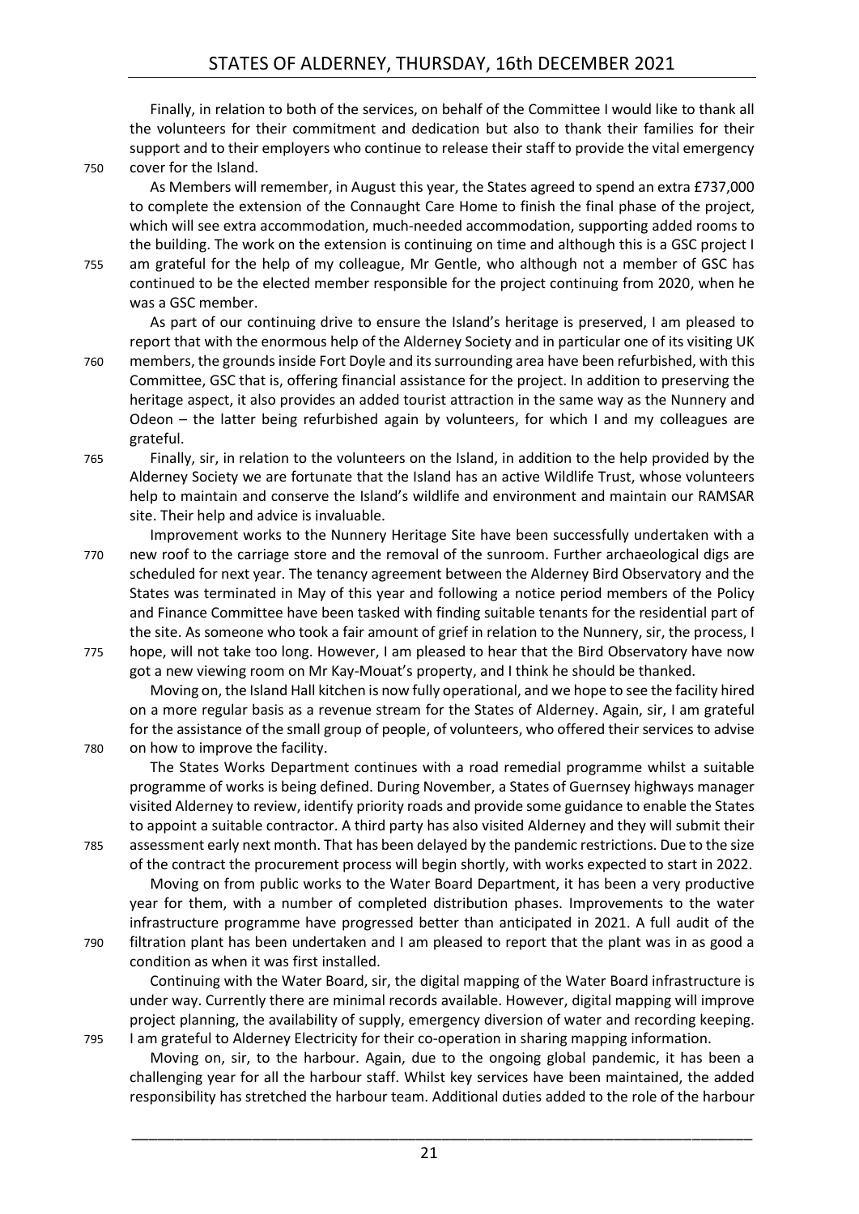Finally, in relation to both of the services, on behalf of the Committee I would like to thank all the volunteers for their commitment and dedication but also to thank their families for their support and to their employers who continue to release their staff to provide the vital emergency cover for the Island.

As Members will remember, in August this year, the States agreed to spend an extra £737,000 to complete the extension of the Connaught Care Home to finish the final phase of the project, which will see extra accommodation, much-needed accommodation, supporting added rooms to the building. The work on the extension is continuing on time and although this is a GSC project I am grateful for the help of my colleague, Mr Gentle, who although not a member of GSC has continued to be the elected member responsible for the project continuing from 2020, when he was a GSC member.

As part of our continuing drive to ensure the Island's heritage is preserved, I am pleased to report that with the enormous help of the Alderney Society and in particular one of its visiting UK members, the grounds inside Fort Doyle and its surrounding area have been refurbished, with this Committee, GSC that is, offering financial assistance for the project. In addition to preserving the heritage aspect, it also provides an added tourist attraction in the same way as the Nunnery and Odeon – the latter being refurbished again by volunteers, for which I and my colleagues are grateful.

Finally, sir, in relation to the volunteers on the Island, in addition to the help provided by the Alderney Society we are fortunate that the Island has an active Wildlife Trust, whose volunteers help to maintain and conserve the Island's wildlife and environment and maintain our RAMSAR site. Their help and advice is invaluable.

Improvement works to the Nunnery Heritage Site have been successfully undertaken with a new roof to the carriage store and the removal of the sunroom. Further archaeological digs are scheduled for next year. The tenancy agreement between the Alderney Bird Observatory and the States was terminated in May of this year and following a notice period members of the Policy and Finance Committee have been tasked with finding suitable tenants for the residential part of the site. As someone who took a fair amount of grief in relation to the Nunnery, sir, the process, I hope, will not take too long. However, I am pleased to hear that the Bird Observatory have now got a new viewing room on Mr Kay-Mouat's property, and I think he should be thanked.

Moving on, the Island Hall kitchen is now fully operational, and we hope to see the facility hired on a more regular basis as a revenue stream for the States of Alderney. Again, sir, I am grateful for the assistance of the small group of people, of volunteers, who offered their services to advise on how to improve the facility.

The States Works Department continues with a road remedial programme whilst a suitable programme of works is being defined. During November, a States of Guernsey highways manager visited Alderney to review, identify priority roads and provide some guidance to enable the States to appoint a suitable contractor. A third party has also visited Alderney and they will submit their assessment early next month. That has been delayed by the pandemic restrictions. Due to the size of the contract the procurement process will begin shortly, with works expected to start in 2022.

Moving on from public works to the Water Board Department, it has been a very productive year for them, with a number of completed distribution phases. Improvements to the water infrastructure programme have progressed better than anticipated in 2021. A full audit of the filtration plant has been undertaken and I am pleased to report that the plant was in as good a condition as when it was first installed.

Continuing with the Water Board, sir, the digital mapping of the Water Board infrastructure is under way. Currently there are minimal records available. However, digital mapping will improve project planning, the availability of supply, emergency diversion of water and recording keeping. I am grateful to Alderney Electricity for their co-operation in sharing mapping information.

Moving on, sir, to the harbour. Again, due to the ongoing global pandemic, it has been a challenging year for all the harbour staff. Whilst key services have been maintained, the added responsibility has stretched the harbour team. Additional duties added to the role of the harbour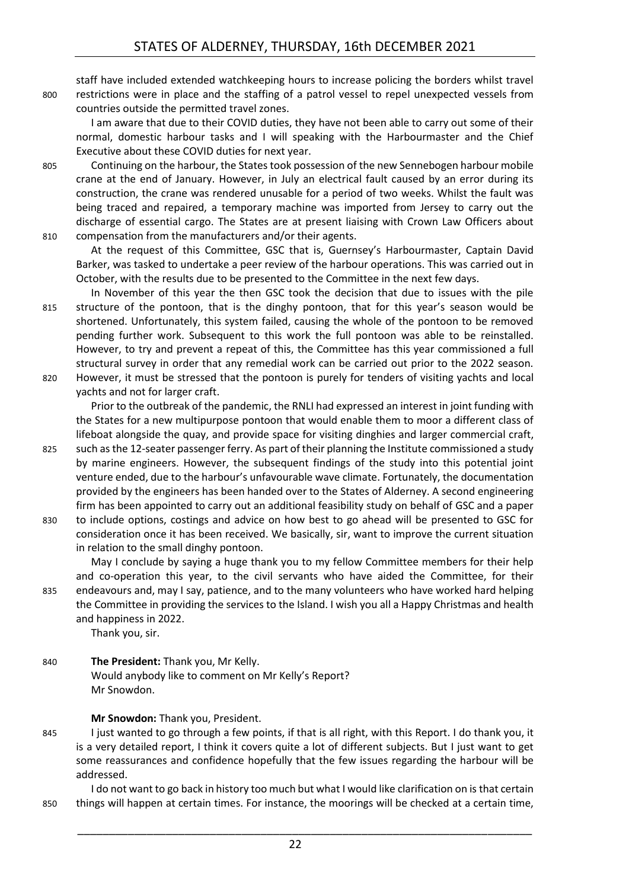staff have included extended watchkeeping hours to increase policing the borders whilst travel restrictions were in place and the staffing of a patrol vessel to repel unexpected vessels from countries outside the permitted travel zones.

I am aware that due to their COVID duties, they have not been able to carry out some of their normal, domestic harbour tasks and I will speaking with the Harbourmaster and the Chief Executive about these COVID duties for next year.

Continuing on the harbour, the States took possession of the new Sennebogen harbour mobile crane at the end of January. However, in July an electrical fault caused by an error during its construction, the crane was rendered unusable for a period of two weeks. Whilst the fault was being traced and repaired, a temporary machine was imported from Jersey to carry out the discharge of essential cargo. The States are at present liaising with Crown Law Officers about compensation from the manufacturers and/or their agents.

At the request of this Committee, GSC that is, Guernsey's Harbourmaster, Captain David Barker, was tasked to undertake a peer review of the harbour operations. This was carried out in October, with the results due to be presented to the Committee in the next few days.

In November of this year the then GSC took the decision that due to issues with the pile structure of the pontoon, that is the dinghy pontoon, that for this year's season would be shortened. Unfortunately, this system failed, causing the whole of the pontoon to be removed pending further work. Subsequent to this work the full pontoon was able to be reinstalled. However, to try and prevent a repeat of this, the Committee has this year commissioned a full structural survey in order that any remedial work can be carried out prior to the 2022 season. However, it must be stressed that the pontoon is purely for tenders of visiting yachts and local yachts and not for larger craft.

Prior to the outbreak of the pandemic, the RNLI had expressed an interest in joint funding with the States for a new multipurpose pontoon that would enable them to moor a different class of lifeboat alongside the quay, and provide space for visiting dinghies and larger commercial craft, such as the 12-seater passenger ferry. As part of their planning the Institute commissioned a study by marine engineers. However, the subsequent findings of the study into this potential joint venture ended, due to the harbour's unfavourable wave climate. Fortunately, the documentation provided by the engineers has been handed over to the States of Alderney. A second engineering firm has been appointed to carry out an additional feasibility study on behalf of GSC and a paper to include options, costings and advice on how best to go ahead will be presented to GSC for consideration once it has been received. We basically, sir, want to improve the current situation in relation to the small dinghy pontoon.

May I conclude by saying a huge thank you to my fellow Committee members for their help and co-operation this year, to the civil servants who have aided the Committee, for their endeavours and, may I say, patience, and to the many volunteers who have worked hard helping the Committee in providing the services to the Island. I wish you all a Happy Christmas and health and happiness in 2022.

Thank you, sir.

**The President:** Thank you, Mr Kelly.

Would anybody like to comment on Mr Kelly's Report?

Mr Snowdon.

**Mr Snowdon:** Thank you, President.

I just wanted to go through a few points, if that is all right, with this Report. I do thank you, it is a very detailed report, I think it covers quite a lot of different subjects. But I just want to get some reassurances and confidence hopefully that the few issues regarding the harbour will be addressed.

I do not want to go back in history too much but what I would like clarification on is that certain things will happen at certain times. For instance, the moorings will be checked at a certain time,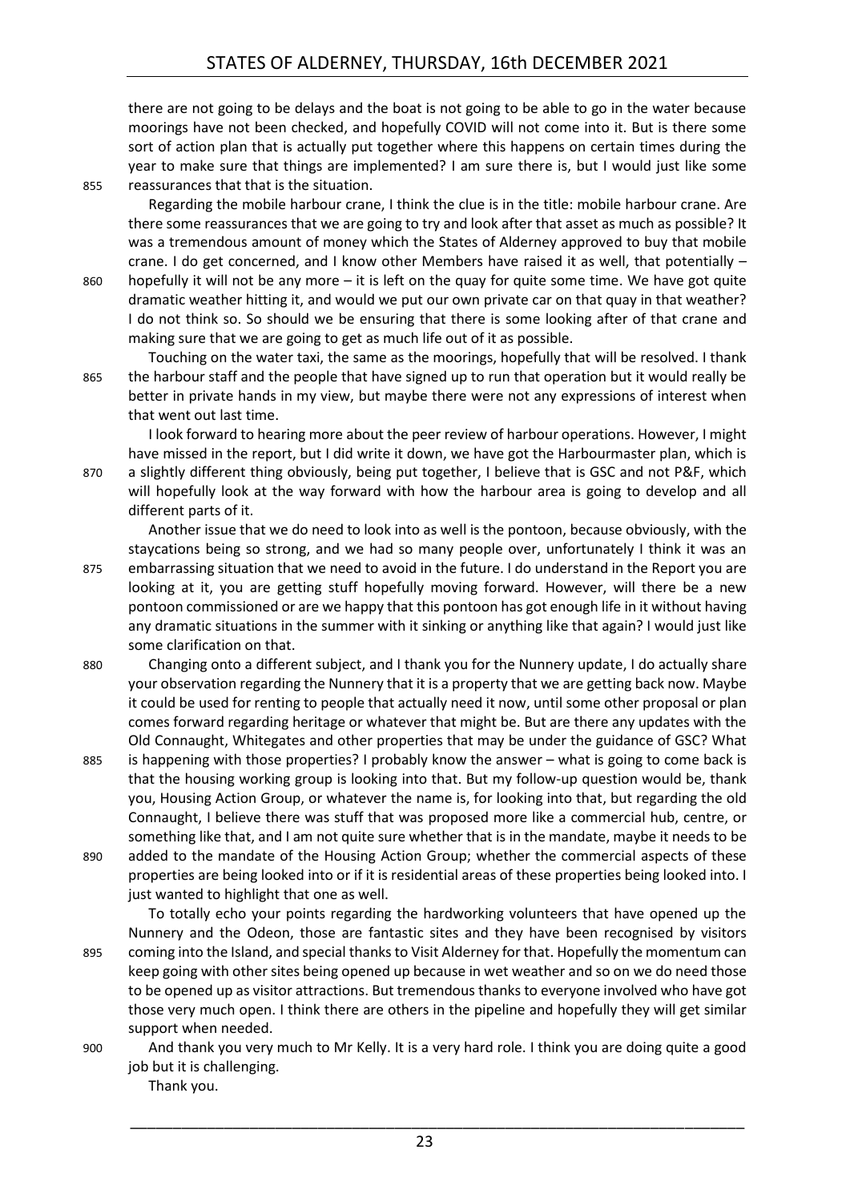there are not going to be delays and the boat is not going to be able to go in the water because moorings have not been checked, and hopefully COVID will not come into it. But is there some sort of action plan that is actually put together where this happens on certain times during the year to make sure that things are implemented? I am sure there is, but I would just like some reassurances that that is the situation.

Regarding the mobile harbour crane, I think the clue is in the title: mobile harbour crane. Are there some reassurances that we are going to try and look after that asset as much as possible? It was a tremendous amount of money which the States of Alderney approved to buy that mobile crane. I do get concerned, and I know other Members have raised it as well, that potentially – hopefully it will not be any more – it is left on the quay for quite some time. We have got quite dramatic weather hitting it, and would we put our own private car on that quay in that weather? I do not think so. So should we be ensuring that there is some looking after of that crane and making sure that we are going to get as much life out of it as possible.

Touching on the water taxi, the same as the moorings, hopefully that will be resolved. I thank the harbour staff and the people that have signed up to run that operation but it would really be better in private hands in my view, but maybe there were not any expressions of interest when that went out last time.

I look forward to hearing more about the peer review of harbour operations. However, I might have missed in the report, but I did write it down, we have got the Harbourmaster plan, which is a slightly different thing obviously, being put together, I believe that is GSC and not P&F, which will hopefully look at the way forward with how the harbour area is going to develop and all different parts of it.

Another issue that we do need to look into as well is the pontoon, because obviously, with the staycations being so strong, and we had so many people over, unfortunately I think it was an embarrassing situation that we need to avoid in the future. I do understand in the Report you are looking at it, you are getting stuff hopefully moving forward. However, will there be a new pontoon commissioned or are we happy that this pontoon has got enough life in it without having any dramatic situations in the summer with it sinking or anything like that again? I would just like some clarification on that.

Changing onto a different subject, and I thank you for the Nunnery update, I do actually share your observation regarding the Nunnery that it is a property that we are getting back now. Maybe it could be used for renting to people that actually need it now, until some other proposal or plan comes forward regarding heritage or whatever that might be. But are there any updates with the Old Connaught, Whitegates and other properties that may be under the guidance of GSC? What is happening with those properties? I probably know the answer – what is going to come back is that the housing working group is looking into that. But my follow-up question would be, thank you, Housing Action Group, or whatever the name is, for looking into that, but regarding the old Connaught, I believe there was stuff that was proposed more like a commercial hub, centre, or something like that, and I am not quite sure whether that is in the mandate, maybe it needs to be added to the mandate of the Housing Action Group; whether the commercial aspects of these properties are being looked into or if it is residential areas of these properties being looked into. I just wanted to highlight that one as well.

To totally echo your points regarding the hardworking volunteers that have opened up the Nunnery and the Odeon, those are fantastic sites and they have been recognised by visitors coming into the Island, and special thanks to Visit Alderney for that. Hopefully the momentum can keep going with other sites being opened up because in wet weather and so on we do need those to be opened up as visitor attractions. But tremendous thanks to everyone involved who have got those very much open. I think there are others in the pipeline and hopefully they will get similar support when needed.

And thank you very much to Mr Kelly. It is a very hard role. I think you are doing quite a good job but it is challenging.

Thank you.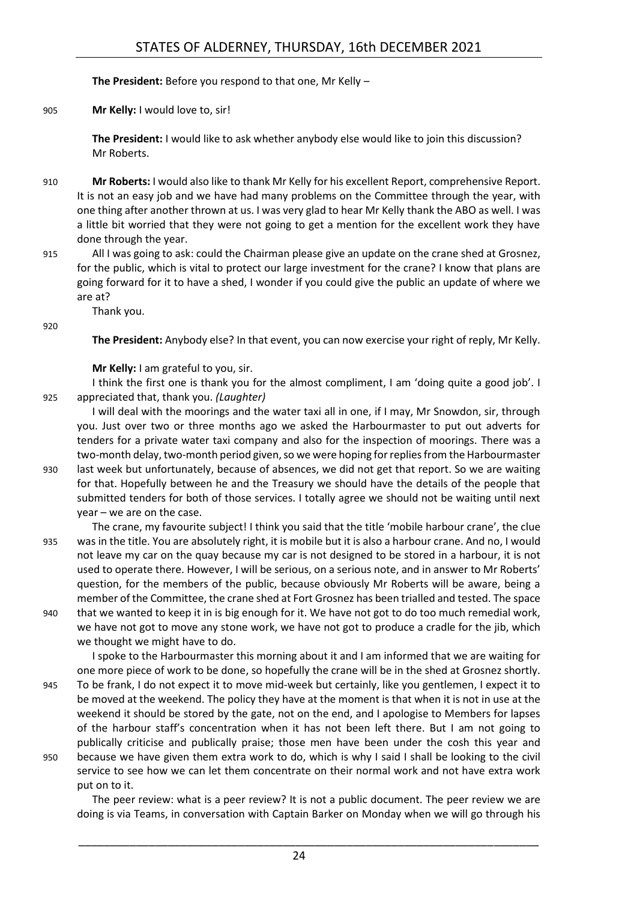**The President:** Before you respond to that one, Mr Kelly –

**Mr Kelly:** I would love to, sir!

**The President:** I would like to ask whether anybody else would like to join this discussion? Mr Roberts.

**Mr Roberts:** I would also like to thank Mr Kelly for his excellent Report, comprehensive Report. It is not an easy job and we have had many problems on the Committee through the year, with one thing after another thrown at us. I was very glad to hear Mr Kelly thank the ABO as well. I was a little bit worried that they were not going to get a mention for the excellent work they have done through the year.

All I was going to ask: could the Chairman please give an update on the crane shed at Grosnez, for the public, which is vital to protect our large investment for the crane? I know that plans are going forward for it to have a shed, I wonder if you could give the public an update of where we are at?

Thank you.

**The President:** Anybody else? In that event, you can now exercise your right of reply, Mr Kelly.

**Mr Kelly:** I am grateful to you, sir.

I think the first one is thank you for the almost compliment, I am 'doing quite a good job'. I appreciated that, thank you. *(Laughter)*

I will deal with the moorings and the water taxi all in one, if I may, Mr Snowdon, sir, through you. Just over two or three months ago we asked the Harbourmaster to put out adverts for tenders for a private water taxi company and also for the inspection of moorings. There was a two-month delay, two-month period given, so we were hoping for replies from the Harbourmaster last week but unfortunately, because of absences, we did not get that report. So we are waiting for that. Hopefully between he and the Treasury we should have the details of the people that submitted tenders for both of those services. I totally agree we should not be waiting until next year – we are on the case.

The crane, my favourite subject! I think you said that the title 'mobile harbour crane', the clue was in the title. You are absolutely right, it is mobile but it is also a harbour crane. And no, I would not leave my car on the quay because my car is not designed to be stored in a harbour, it is not used to operate there. However, I will be serious, on a serious note, and in answer to Mr Roberts' question, for the members of the public, because obviously Mr Roberts will be aware, being a member of the Committee, the crane shed at Fort Grosnez has been trialled and tested. The space that we wanted to keep it in is big enough for it. We have not got to do too much remedial work, we have not got to move any stone work, we have not got to produce a cradle for the jib, which we thought we might have to do.

I spoke to the Harbourmaster this morning about it and I am informed that we are waiting for one more piece of work to be done, so hopefully the crane will be in the shed at Grosnez shortly. To be frank, I do not expect it to move mid-week but certainly, like you gentlemen, I expect it to be moved at the weekend. The policy they have at the moment is that when it is not in use at the weekend it should be stored by the gate, not on the end, and I apologise to Members for lapses of the harbour staff's concentration when it has not been left there. But I am not going to publically criticise and publically praise; those men have been under the cosh this year and because we have given them extra work to do, which is why I said I shall be looking to the civil service to see how we can let them concentrate on their normal work and not have extra work put on to it.

The peer review: what is a peer review? It is not a public document. The peer review we are doing is via Teams, in conversation with Captain Barker on Monday when we will go through his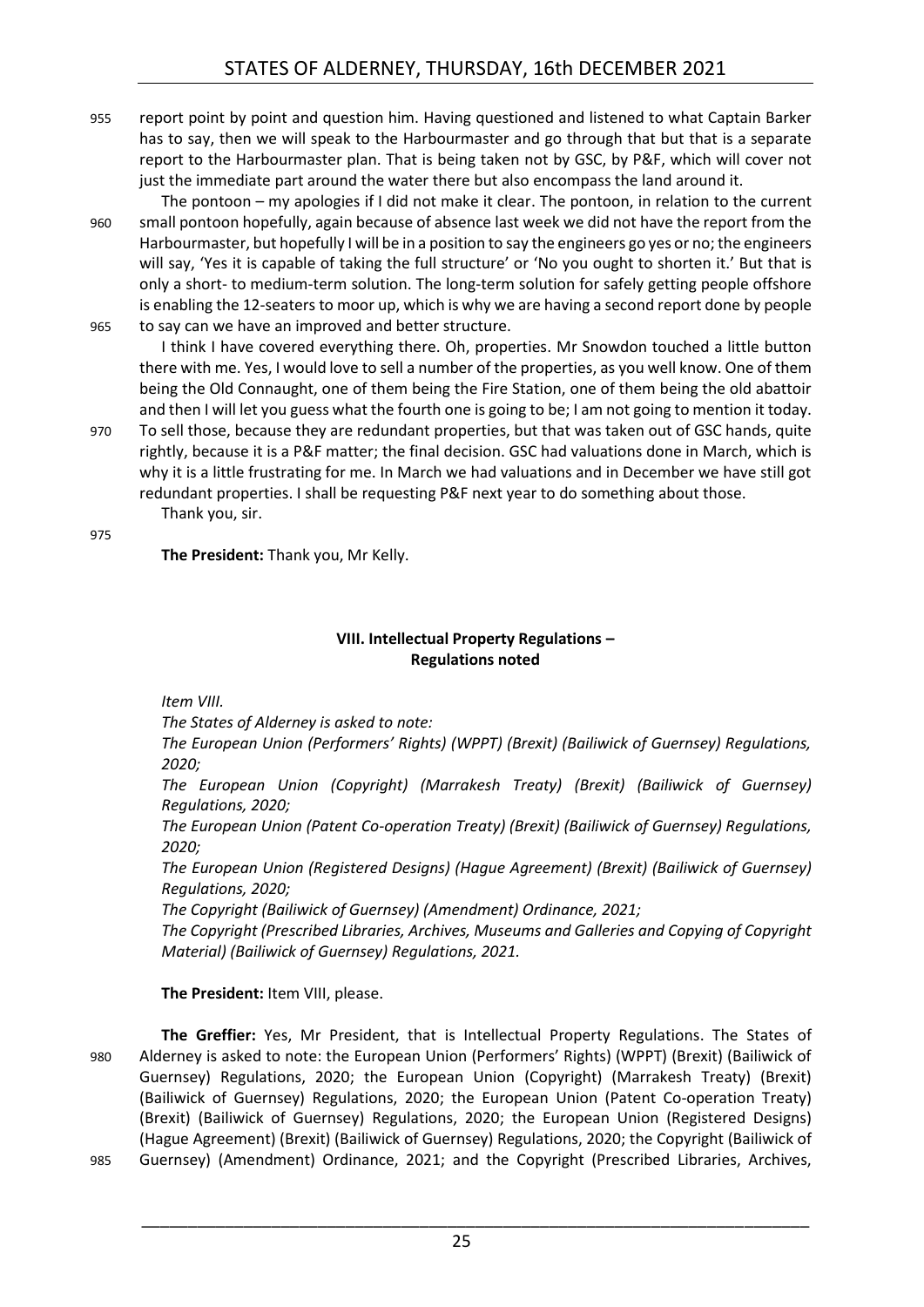report point by point and question him. Having questioned and listened to what Captain Barker has to say, then we will speak to the Harbourmaster and go through that but that is a separate report to the Harbourmaster plan. That is being taken not by GSC, by P&F, which will cover not just the immediate part around the water there but also encompass the land around it.

The pontoon – my apologies if I did not make it clear. The pontoon, in relation to the current small pontoon hopefully, again because of absence last week we did not have the report from the Harbourmaster, but hopefully I will be in a position to say the engineers go yes or no; the engineers will say, 'Yes it is capable of taking the full structure' or 'No you ought to shorten it.' But that is only a short- to medium-term solution. The long-term solution for safely getting people offshore is enabling the 12-seaters to moor up, which is why we are having a second report done by people to say can we have an improved and better structure.

I think I have covered everything there. Oh, properties. Mr Snowdon touched a little button there with me. Yes, I would love to sell a number of the properties, as you well know. One of them being the Old Connaught, one of them being the Fire Station, one of them being the old abattoir and then I will let you guess what the fourth one is going to be; I am not going to mention it today. To sell those, because they are redundant properties, but that was taken out of GSC hands, quite rightly, because it is a P&F matter; the final decision. GSC had valuations done in March, which is why it is a little frustrating for me. In March we had valuations and in December we have still got redundant properties. I shall be requesting P&F next year to do something about those.

Thank you, sir.

**The President:** Thank you, Mr Kelly.

## VIII. Intellectual Property Regulations – Regulations noted

*Item VIII.*

*The States of Alderney is asked to note:*

*The European Union (Performers' Rights) (WPPT) (Brexit) (Bailiwick of Guernsey) Regulations, 2020;*

*The European Union (Copyright) (Marrakesh Treaty) (Brexit) (Bailiwick of Guernsey) Regulations, 2020;*

*The European Union (Patent Co-operation Treaty) (Brexit) (Bailiwick of Guernsey) Regulations, 2020;*

*The European Union (Registered Designs) (Hague Agreement) (Brexit) (Bailiwick of Guernsey) Regulations, 2020;*

*The Copyright (Bailiwick of Guernsey) (Amendment) Ordinance, 2021;*

*The Copyright (Prescribed Libraries, Archives, Museums and Galleries and Copying of Copyright Material) (Bailiwick of Guernsey) Regulations, 2021.*

**The President:** Item VIII, please.

**The Greffier:** Yes, Mr President, that is Intellectual Property Regulations. The States of Alderney is asked to note: the European Union (Performers' Rights) (WPPT) (Brexit) (Bailiwick of Guernsey) Regulations, 2020; the European Union (Copyright) (Marrakesh Treaty) (Brexit) (Bailiwick of Guernsey) Regulations, 2020; the European Union (Patent Co-operation Treaty) (Brexit) (Bailiwick of Guernsey) Regulations, 2020; the European Union (Registered Designs) (Hague Agreement) (Brexit) (Bailiwick of Guernsey) Regulations, 2020; the Copyright (Bailiwick of Guernsey) (Amendment) Ordinance, 2021; and the Copyright (Prescribed Libraries, Archives,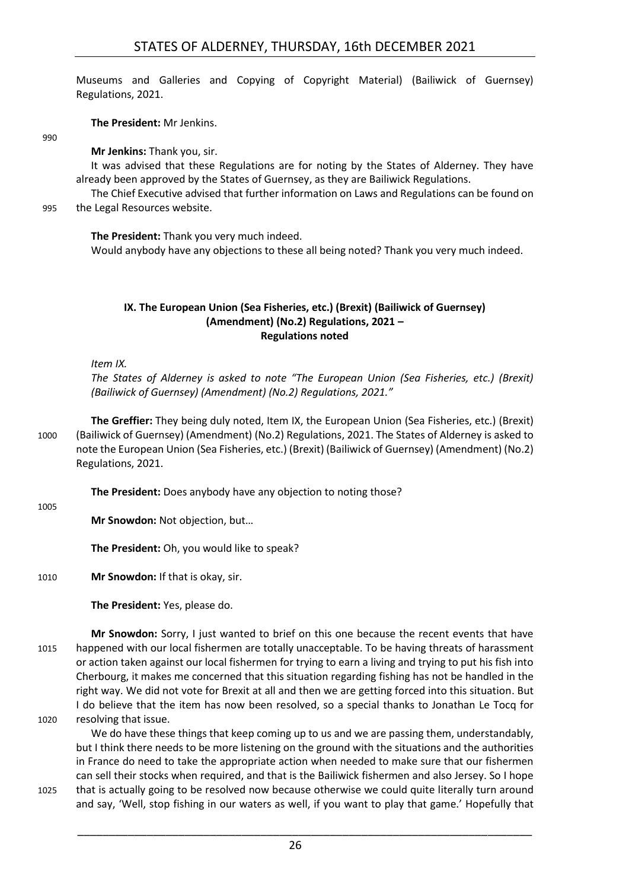Museums and Galleries and Copying of Copyright Material) (Bailiwick of Guernsey) Regulations, 2021.

**The President:** Mr Jenkins.

**Mr Jenkins:** Thank you, sir.

It was advised that these Regulations are for noting by the States of Alderney. They have already been approved by the States of Guernsey, as they are Bailiwick Regulations.

The Chief Executive advised that further information on Laws and Regulations can be found on the Legal Resources website.

**The President:** Thank you very much indeed.

Would anybody have any objections to these all being noted? Thank you very much indeed.

### IX. The European Union (Sea Fisheries, etc.) (Brexit) (Bailiwick of Guernsey) (Amendment) (No.2) Regulations, 2021 – Regulations noted

*Item IX.*

*The States of Alderney is asked to note "The European Union (Sea Fisheries, etc.) (Brexit) (Bailiwick of Guernsey) (Amendment) (No.2) Regulations, 2021."*

**The Greffier:** They being duly noted, Item IX, the European Union (Sea Fisheries, etc.) (Brexit) (Bailiwick of Guernsey) (Amendment) (No.2) Regulations, 2021. The States of Alderney is asked to note the European Union (Sea Fisheries, etc.) (Brexit) (Bailiwick of Guernsey) (Amendment) (No.2) Regulations, 2021.

**The President:** Does anybody have any objection to noting those?

**Mr Snowdon:** Not objection, but…

**The President:** Oh, you would like to speak?

**Mr Snowdon:** If that is okay, sir.

**The President:** Yes, please do.

**Mr Snowdon:** Sorry, I just wanted to brief on this one because the recent events that have happened with our local fishermen are totally unacceptable. To be having threats of harassment or action taken against our local fishermen for trying to earn a living and trying to put his fish into Cherbourg, it makes me concerned that this situation regarding fishing has not be handled in the right way. We did not vote for Brexit at all and then we are getting forced into this situation. But I do believe that the item has now been resolved, so a special thanks to Jonathan Le Tocq for resolving that issue.

We do have these things that keep coming up to us and we are passing them, understandably, but I think there needs to be more listening on the ground with the situations and the authorities in France do need to take the appropriate action when needed to make sure that our fishermen can sell their stocks when required, and that is the Bailiwick fishermen and also Jersey. So I hope that is actually going to be resolved now because otherwise we could quite literally turn around and say, 'Well, stop fishing in our waters as well, if you want to play that game.' Hopefully that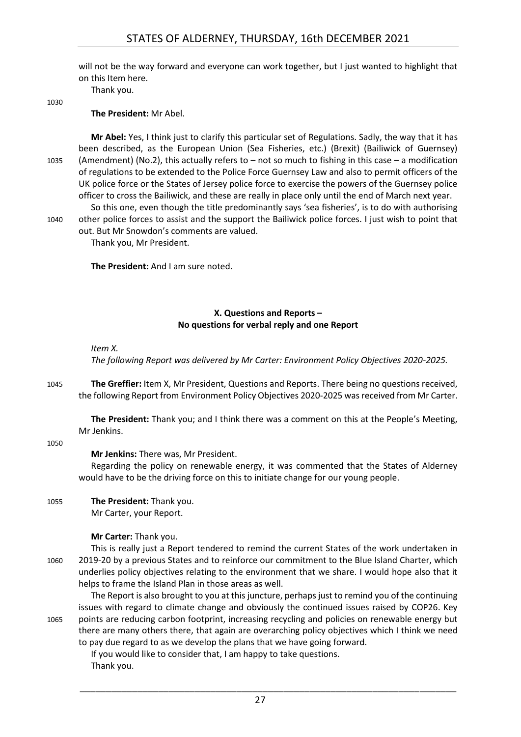will not be the way forward and everyone can work together, but I just wanted to highlight that on this Item here.

Thank you.

**The President:** Mr Abel.

**Mr Abel:** Yes, I think just to clarify this particular set of Regulations. Sadly, the way that it has been described, as the European Union (Sea Fisheries, etc.) (Brexit) (Bailiwick of Guernsey) (Amendment) (No.2), this actually refers to – not so much to fishing in this case – a modification of regulations to be extended to the Police Force Guernsey Law and also to permit officers of the UK police force or the States of Jersey police force to exercise the powers of the Guernsey police officer to cross the Bailiwick, and these are really in place only until the end of March next year.

So this one, even though the title predominantly says 'sea fisheries', is to do with authorising other police forces to assist and the support the Bailiwick police forces. I just wish to point that out. But Mr Snowdon's comments are valued.

Thank you, Mr President.

**The President:** And I am sure noted.

## X. Questions and Reports – No questions for verbal reply and one Report

*Item X.*

*The following Report was delivered by Mr Carter: Environment Policy Objectives 2020-2025.*

**The Greffier:** Item X, Mr President, Questions and Reports. There being no questions received, the following Report from Environment Policy Objectives 2020-2025 was received from Mr Carter.

**The President:** Thank you; and I think there was a comment on this at the People's Meeting, Mr Jenkins.

**Mr Jenkins:** There was, Mr President.

Regarding the policy on renewable energy, it was commented that the States of Alderney would have to be the driving force on this to initiate change for our young people.

**The President:** Thank you.

Mr Carter, your Report.

**Mr Carter:** Thank you.

This is really just a Report tendered to remind the current States of the work undertaken in 2019-20 by a previous States and to reinforce our commitment to the Blue Island Charter, which underlies policy objectives relating to the environment that we share. I would hope also that it helps to frame the Island Plan in those areas as well.

The Report is also brought to you at this juncture, perhaps just to remind you of the continuing issues with regard to climate change and obviously the continued issues raised by COP26. Key points are reducing carbon footprint, increasing recycling and policies on renewable energy but there are many others there, that again are overarching policy objectives which I think we need to pay due regard to as we develop the plans that we have going forward.

If you would like to consider that, I am happy to take questions.

Thank you.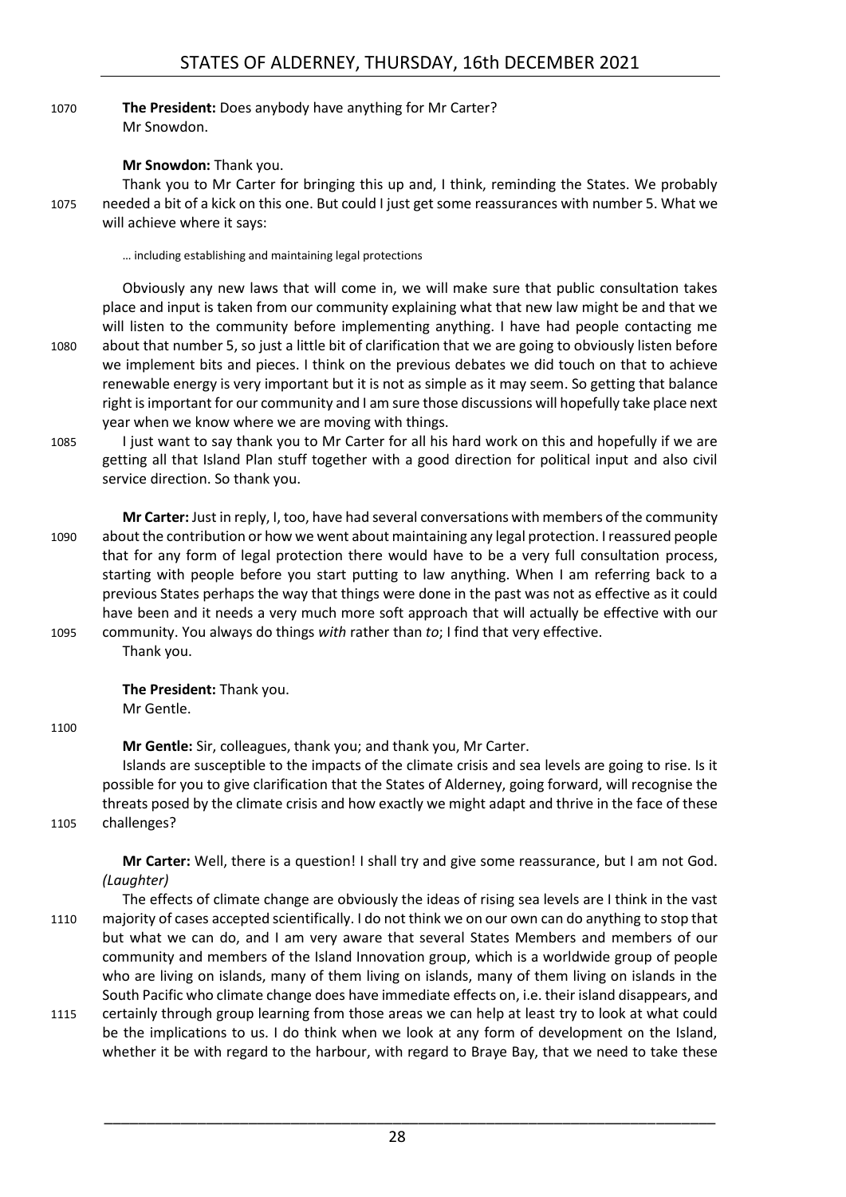**The President:** Does anybody have anything for Mr Carter?
Mr Snowdon.

**Mr Snowdon:** Thank you.

Thank you to Mr Carter for bringing this up and, I think, reminding the States. We probably needed a bit of a kick on this one. But could I just get some reassurances with number 5. What we will achieve where it says:

… including establishing and maintaining legal protections

Obviously any new laws that will come in, we will make sure that public consultation takes place and input is taken from our community explaining what that new law might be and that we will listen to the community before implementing anything. I have had people contacting me about that number 5, so just a little bit of clarification that we are going to obviously listen before we implement bits and pieces. I think on the previous debates we did touch on that to achieve renewable energy is very important but it is not as simple as it may seem. So getting that balance right is important for our community and I am sure those discussions will hopefully take place next year when we know where we are moving with things.

I just want to say thank you to Mr Carter for all his hard work on this and hopefully if we are getting all that Island Plan stuff together with a good direction for political input and also civil service direction. So thank you.

**Mr Carter:** Just in reply, I, too, have had several conversations with members of the community about the contribution or how we went about maintaining any legal protection. I reassured people that for any form of legal protection there would have to be a very full consultation process, starting with people before you start putting to law anything. When I am referring back to a previous States perhaps the way that things were done in the past was not as effective as it could have been and it needs a very much more soft approach that will actually be effective with our community. You always do things *with* rather than *to*; I find that very effective.

Thank you.

**The President:** Thank you.
Mr Gentle.

**Mr Gentle:** Sir, colleagues, thank you; and thank you, Mr Carter.

Islands are susceptible to the impacts of the climate crisis and sea levels are going to rise. Is it possible for you to give clarification that the States of Alderney, going forward, will recognise the threats posed by the climate crisis and how exactly we might adapt and thrive in the face of these challenges?

**Mr Carter:** Well, there is a question! I shall try and give some reassurance, but I am not God. *(Laughter)*

The effects of climate change are obviously the ideas of rising sea levels are I think in the vast majority of cases accepted scientifically. I do not think we on our own can do anything to stop that but what we can do, and I am very aware that several States Members and members of our community and members of the Island Innovation group, which is a worldwide group of people who are living on islands, many of them living on islands, many of them living on islands in the South Pacific who climate change does have immediate effects on, i.e. their island disappears, and certainly through group learning from those areas we can help at least try to look at what could be the implications to us. I do think when we look at any form of development on the Island, whether it be with regard to the harbour, with regard to Braye Bay, that we need to take these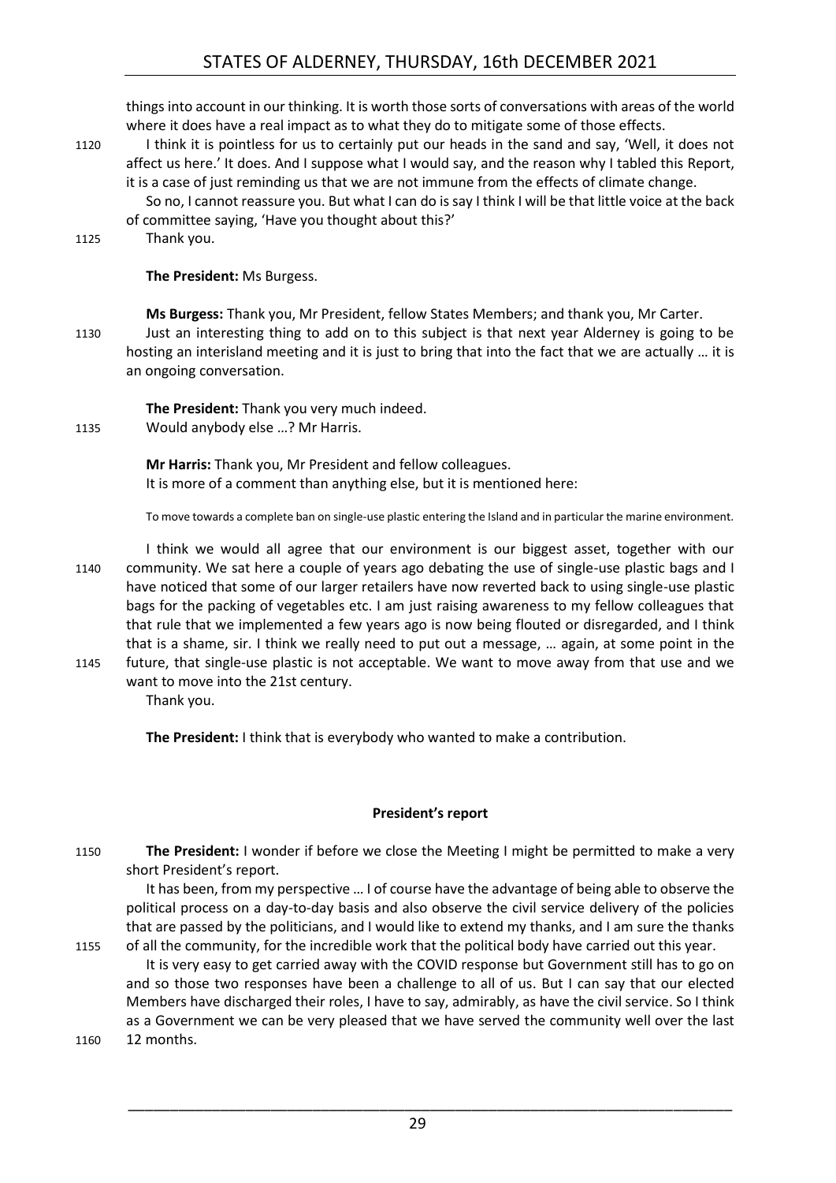things into account in our thinking. It is worth those sorts of conversations with areas of the world where it does have a real impact as to what they do to mitigate some of those effects.

1120 I think it is pointless for us to certainly put our heads in the sand and say, 'Well, it does not affect us here.' It does. And I suppose what I would say, and the reason why I tabled this Report, it is a case of just reminding us that we are not immune from the effects of climate change.

So no, I cannot reassure you. But what I can do is say I think I will be that little voice at the back of committee saying, 'Have you thought about this?'

1125 Thank you.

**The President:** Ms Burgess.

**Ms Burgess:** Thank you, Mr President, fellow States Members; and thank you, Mr Carter.

1130 Just an interesting thing to add on to this subject is that next year Alderney is going to be hosting an interisland meeting and it is just to bring that into the fact that we are actually … it is an ongoing conversation.

**The President:** Thank you very much indeed.

1135 Would anybody else …? Mr Harris.

**Mr Harris:** Thank you, Mr President and fellow colleagues.

It is more of a comment than anything else, but it is mentioned here:

To move towards a complete ban on single-use plastic entering the Island and in particular the marine environment.

I think we would all agree that our environment is our biggest asset, together with our

1140 community. We sat here a couple of years ago debating the use of single-use plastic bags and I have noticed that some of our larger retailers have now reverted back to using single-use plastic bags for the packing of vegetables etc. I am just raising awareness to my fellow colleagues that that rule that we implemented a few years ago is now being flouted or disregarded, and I think that is a shame, sir. I think we really need to put out a message, … again, at some point in the

1145 future, that single-use plastic is not acceptable. We want to move away from that use and we want to move into the 21st century.

Thank you.

**The President:** I think that is everybody who wanted to make a contribution.

## President's report

1150 **The President:** I wonder if before we close the Meeting I might be permitted to make a very short President's report.

It has been, from my perspective … I of course have the advantage of being able to observe the political process on a day-to-day basis and also observe the civil service delivery of the policies that are passed by the politicians, and I would like to extend my thanks, and I am sure the thanks

1155 of all the community, for the incredible work that the political body have carried out this year.

It is very easy to get carried away with the COVID response but Government still has to go on and so those two responses have been a challenge to all of us. But I can say that our elected Members have discharged their roles, I have to say, admirably, as have the civil service. So I think as a Government we can be very pleased that we have served the community well over the last

1160 12 months.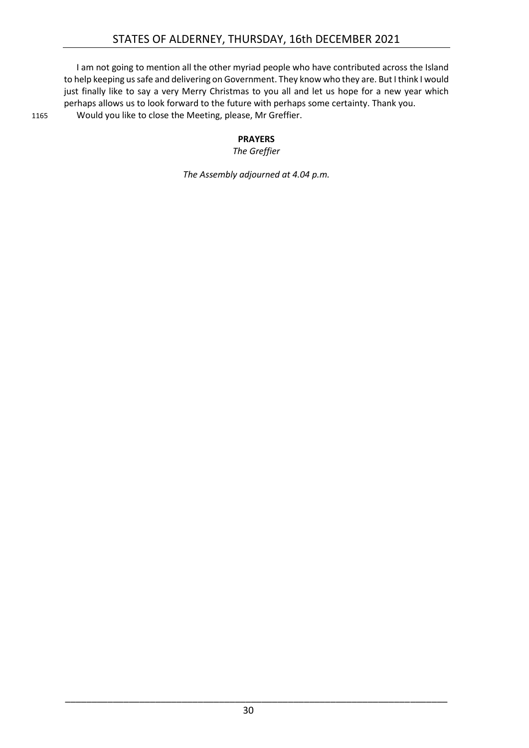I am not going to mention all the other myriad people who have contributed across the Island to help keeping us safe and delivering on Government. They know who they are. But I think I would just finally like to say a very Merry Christmas to you all and let us hope for a new year which perhaps allows us to look forward to the future with perhaps some certainty. Thank you.

1165 Would you like to close the Meeting, please, Mr Greffier.

**PRAYERS**

*The Greffier*

*The Assembly adjourned at 4.04 p.m.*